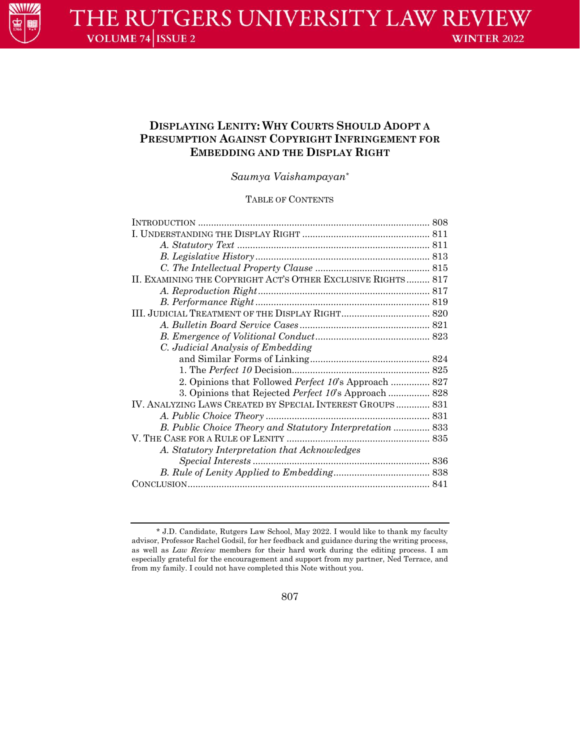# DISPLAYING LENITY: WHY COURTS SHOULD ADOPT A PRESUMPTION AGAINST COPYRIGHT INFRINGEMENT FOR EMBEDDING AND THE DISPLAY RIGHT

*Saumya Vaishampayan*[*]

TABLE OF CONTENTS

| | |
|---|---|
| INTRODUCTION | 808 |
| I. UNDERSTANDING THE DISPLAY RIGHT | 811 |
| *A. Statutory Text* | 811 |
| *B. Legislative History* | 813 |
| *C. The Intellectual Property Clause* | 815 |
| II. EXAMINING THE COPYRIGHT ACT'S OTHER EXCLUSIVE RIGHTS | 817 |
| *A. Reproduction Right* | 817 |
| *B. Performance Right* | 819 |
| III. JUDICIAL TREATMENT OF THE DISPLAY RIGHT | 820 |
| *A. Bulletin Board Service Cases* | 821 |
| *B. Emergence of Volitional Conduct* | 823 |
| *C. Judicial Analysis of Embedding and Similar Forms of Linking* | 824 |
| 1. The *Perfect 10* Decision | 825 |
| 2. Opinions that Followed *Perfect 10*'s Approach | 827 |
| 3. Opinions that Rejected *Perfect 10*'s Approach | 828 |
| IV. ANALYZING LAWS CREATED BY SPECIAL INTEREST GROUPS | 831 |
| *A. Public Choice Theory* | 831 |
| *B. Public Choice Theory and Statutory Interpretation* | 833 |
| V. THE CASE FOR A RULE OF LENITY | 835 |
| *A. Statutory Interpretation that Acknowledges Special Interests* | 836 |
| *B. Rule of Lenity Applied to Embedding* | 838 |
| CONCLUSION | 841 |

---

[*] J.D. Candidate, Rutgers Law School, May 2022. I would like to thank my faculty advisor, Professor Rachel Godsil, for her feedback and guidance during the writing process, as well as *Law Review* members for their hard work during the editing process. I am especially grateful for the encouragement and support from my partner, Ned Terrace, and from my family. I could not have completed this Note without you.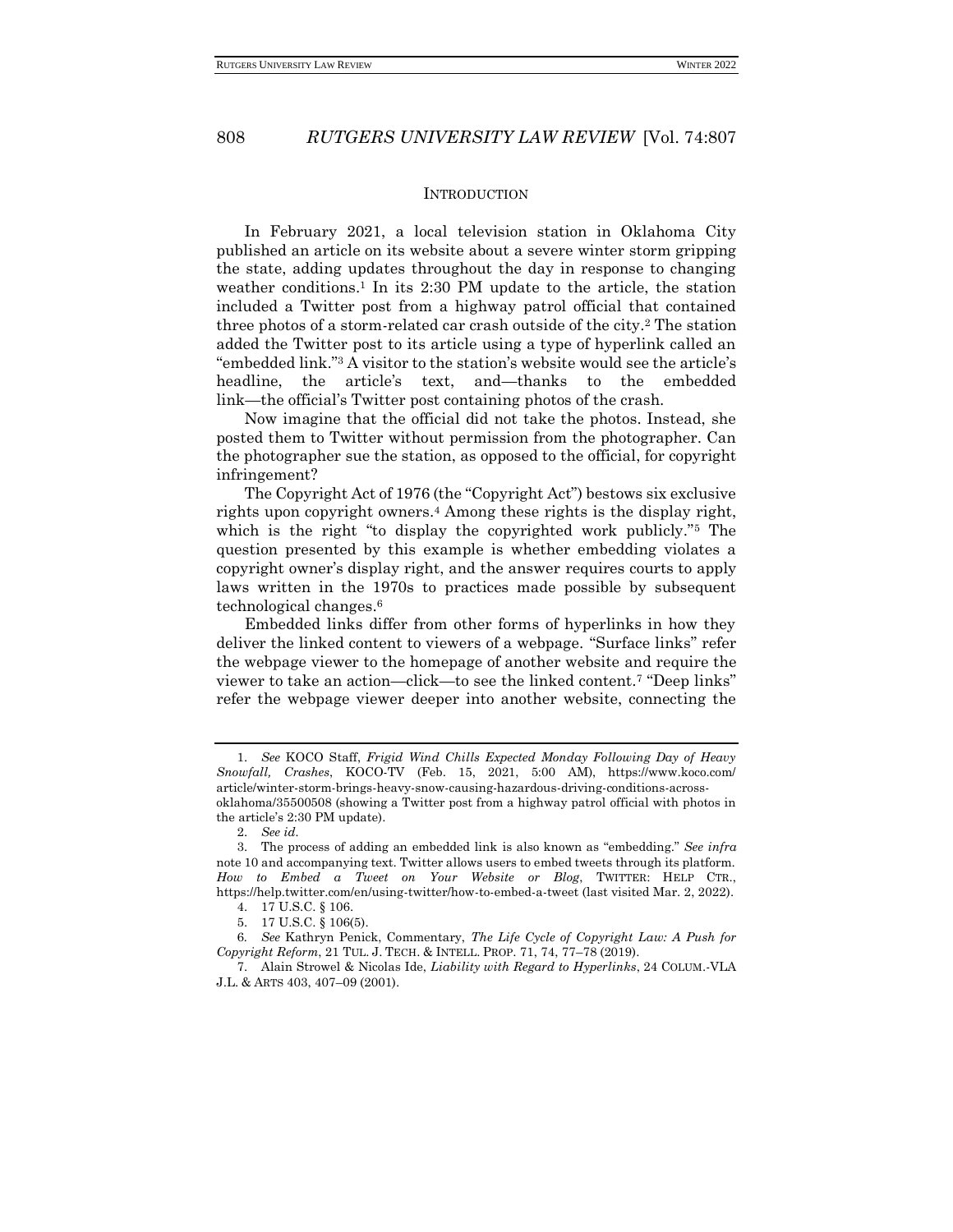## INTRODUCTION

In February 2021, a local television station in Oklahoma City published an article on its website about a severe winter storm gripping the state, adding updates throughout the day in response to changing weather conditions.[1] In its 2:30 PM update to the article, the station included a Twitter post from a highway patrol official that contained three photos of a storm-related car crash outside of the city.[2] The station added the Twitter post to its article using a type of hyperlink called an "embedded link."[3] A visitor to the station's website would see the article's headline, the article's text, and—thanks to the embedded link—the official's Twitter post containing photos of the crash.

Now imagine that the official did not take the photos. Instead, she posted them to Twitter without permission from the photographer. Can the photographer sue the station, as opposed to the official, for copyright infringement?

The Copyright Act of 1976 (the "Copyright Act") bestows six exclusive rights upon copyright owners.[4] Among these rights is the display right, which is the right "to display the copyrighted work publicly."[5] The question presented by this example is whether embedding violates a copyright owner's display right, and the answer requires courts to apply laws written in the 1970s to practices made possible by subsequent technological changes.[6]

Embedded links differ from other forms of hyperlinks in how they deliver the linked content to viewers of a webpage. "Surface links" refer the webpage viewer to the homepage of another website and require the viewer to take an action—click—to see the linked content.[7] "Deep links" refer the webpage viewer deeper into another website, connecting the

---

1. *See* KOCO Staff, *Frigid Wind Chills Expected Monday Following Day of Heavy Snowfall, Crashes*, KOCO-TV (Feb. 15, 2021, 5:00 AM), https://www.koco.com/article/winter-storm-brings-heavy-snow-causing-hazardous-driving-conditions-across-oklahoma/35500508 (showing a Twitter post from a highway patrol official with photos in the article's 2:30 PM update).

2. *See id.*

3. The process of adding an embedded link is also known as "embedding." *See infra* note 10 and accompanying text. Twitter allows users to embed tweets through its platform. *How to Embed a Tweet on Your Website or Blog*, TWITTER: HELP CTR., https://help.twitter.com/en/using-twitter/how-to-embed-a-tweet (last visited Mar. 2, 2022).

4. 17 U.S.C. § 106.

5. 17 U.S.C. § 106(5).

6. *See* Kathryn Penick, Commentary, *The Life Cycle of Copyright Law: A Push for Copyright Reform*, 21 TUL. J. TECH. & INTELL. PROP. 71, 74, 77–78 (2019).

7. Alain Strowel & Nicolas Ide, *Liability with Regard to Hyperlinks*, 24 COLUM.-VLA J.L. & ARTS 403, 407–09 (2001).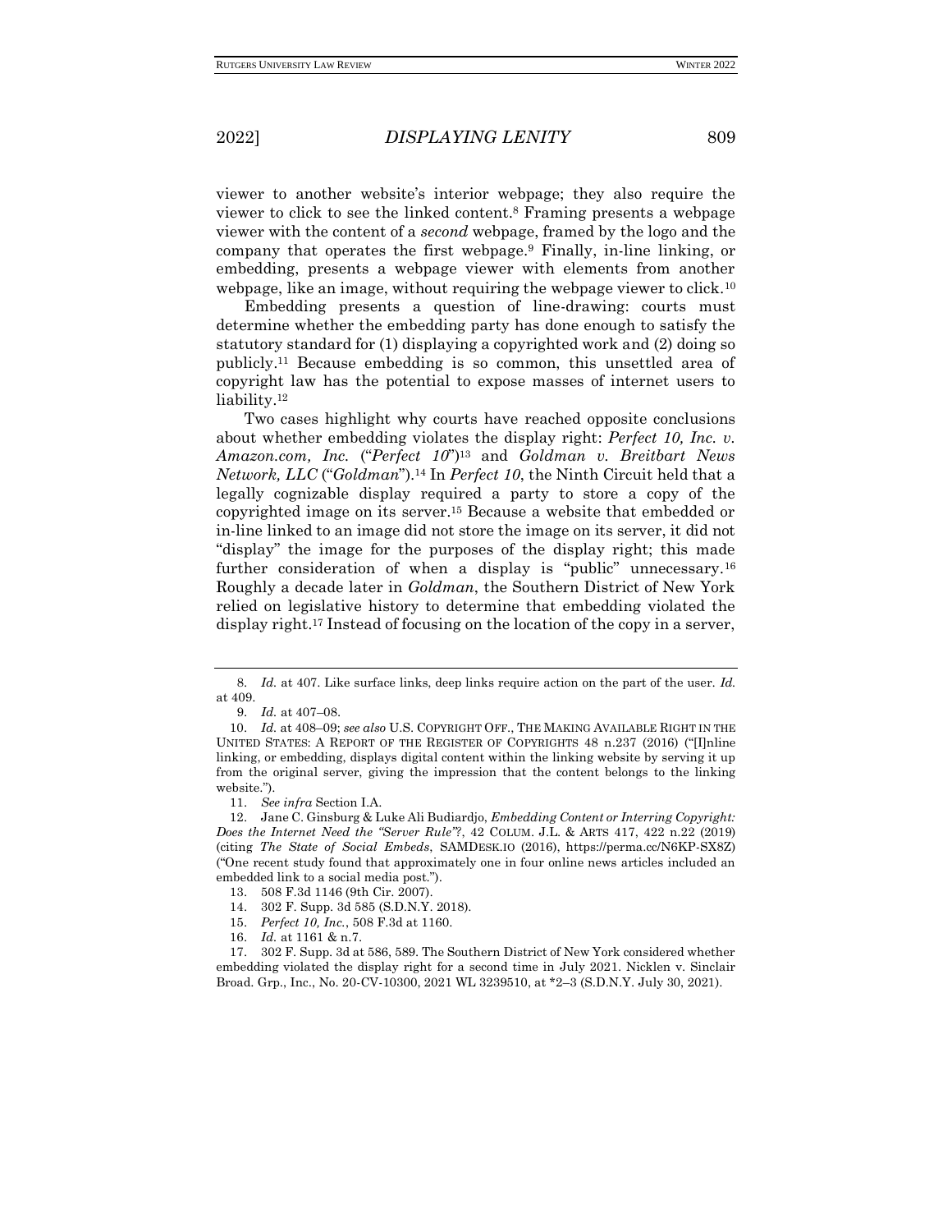viewer to another website's interior webpage; they also require the viewer to click to see the linked content.[8] Framing presents a webpage viewer with the content of a *second* webpage, framed by the logo and the company that operates the first webpage.[9] Finally, in-line linking, or embedding, presents a webpage viewer with elements from another webpage, like an image, without requiring the webpage viewer to click.[10]

Embedding presents a question of line-drawing: courts must determine whether the embedding party has done enough to satisfy the statutory standard for (1) displaying a copyrighted work and (2) doing so publicly.[11] Because embedding is so common, this unsettled area of copyright law has the potential to expose masses of internet users to liability.[12]

Two cases highlight why courts have reached opposite conclusions about whether embedding violates the display right: *Perfect 10, Inc. v. Amazon.com, Inc.* ("*Perfect 10*")[13] and *Goldman v. Breitbart News Network, LLC* ("*Goldman*").[14] In *Perfect 10*, the Ninth Circuit held that a legally cognizable display required a party to store a copy of the copyrighted image on its server.[15] Because a website that embedded or in-line linked to an image did not store the image on its server, it did not "display" the image for the purposes of the display right; this made further consideration of when a display is "public" unnecessary.[16] Roughly a decade later in *Goldman*, the Southern District of New York relied on legislative history to determine that embedding violated the display right.[17] Instead of focusing on the location of the copy in a server,

---

8. *Id.* at 407. Like surface links, deep links require action on the part of the user. *Id.* at 409.

9. *Id.* at 407–08.

10. *Id.* at 408–09; *see also* U.S. COPYRIGHT OFF., THE MAKING AVAILABLE RIGHT IN THE UNITED STATES: A REPORT OF THE REGISTER OF COPYRIGHTS 48 n.237 (2016) ("[I]nline linking, or embedding, displays digital content within the linking website by serving it up from the original server, giving the impression that the content belongs to the linking website.").

11. *See infra* Section I.A.

12. Jane C. Ginsburg & Luke Ali Budiardjo, *Embedding Content or Interring Copyright: Does the Internet Need the "Server Rule"?*, 42 COLUM. J.L. & ARTS 417, 422 n.22 (2019) (citing *The State of Social Embeds*, SAMDESK.IO (2016), https://perma.cc/N6KP-SX8Z) ("One recent study found that approximately one in four online news articles included an embedded link to a social media post.").

13. 508 F.3d 1146 (9th Cir. 2007).

14. 302 F. Supp. 3d 585 (S.D.N.Y. 2018).

15. *Perfect 10, Inc.*, 508 F.3d at 1160.

16. *Id.* at 1161 & n.7.

17. 302 F. Supp. 3d at 586, 589. The Southern District of New York considered whether embedding violated the display right for a second time in July 2021. Nicklen v. Sinclair Broad. Grp., Inc., No. 20-CV-10300, 2021 WL 3239510, at *2–3 (S.D.N.Y. July 30, 2021).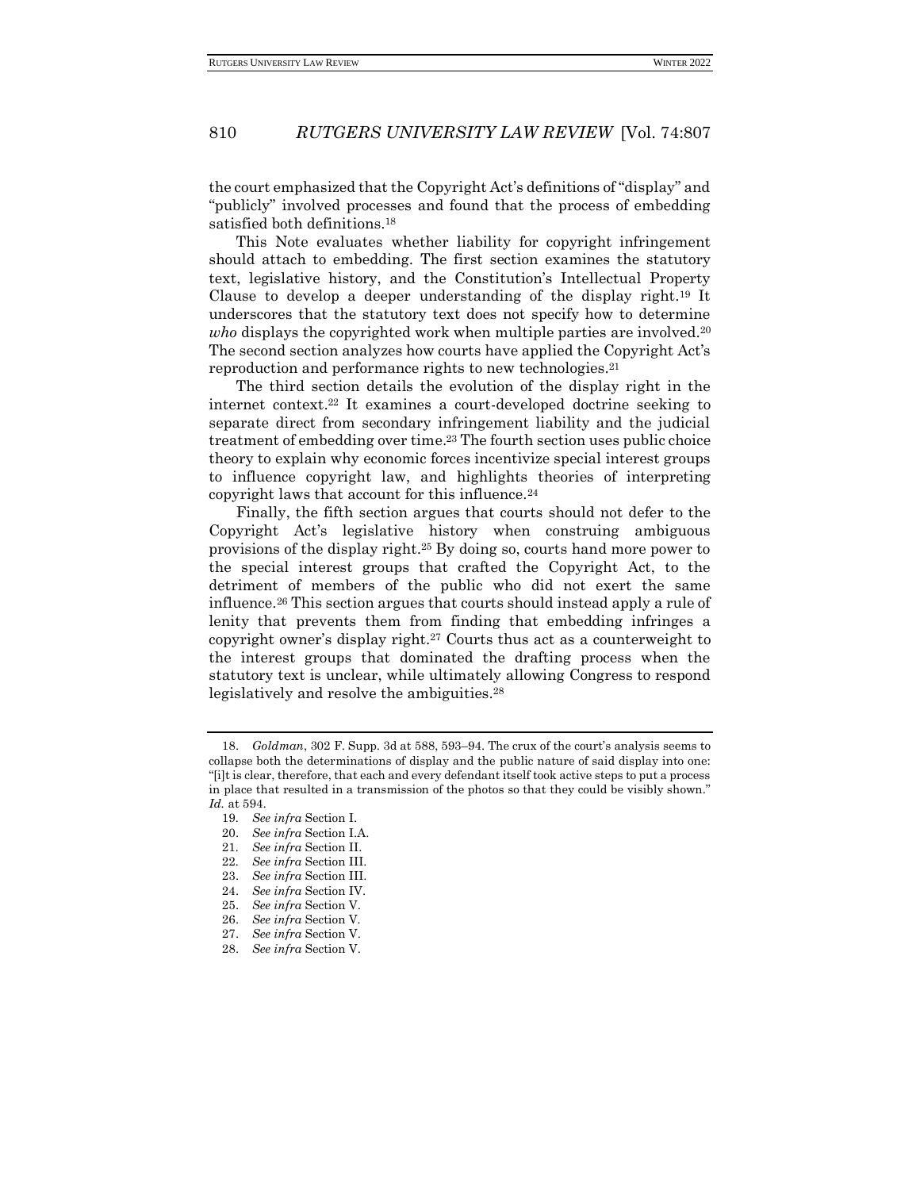the court emphasized that the Copyright Act's definitions of "display" and "publicly" involved processes and found that the process of embedding satisfied both definitions.[18]

This Note evaluates whether liability for copyright infringement should attach to embedding. The first section examines the statutory text, legislative history, and the Constitution's Intellectual Property Clause to develop a deeper understanding of the display right.[19] It underscores that the statutory text does not specify how to determine *who* displays the copyrighted work when multiple parties are involved.[20] The second section analyzes how courts have applied the Copyright Act's reproduction and performance rights to new technologies.[21]

The third section details the evolution of the display right in the internet context.[22] It examines a court-developed doctrine seeking to separate direct from secondary infringement liability and the judicial treatment of embedding over time.[23] The fourth section uses public choice theory to explain why economic forces incentivize special interest groups to influence copyright law, and highlights theories of interpreting copyright laws that account for this influence.[24]

Finally, the fifth section argues that courts should not defer to the Copyright Act's legislative history when construing ambiguous provisions of the display right.[25] By doing so, courts hand more power to the special interest groups that crafted the Copyright Act, to the detriment of members of the public who did not exert the same influence.[26] This section argues that courts should instead apply a rule of lenity that prevents them from finding that embedding infringes a copyright owner's display right.[27] Courts thus act as a counterweight to the interest groups that dominated the drafting process when the statutory text is unclear, while ultimately allowing Congress to respond legislatively and resolve the ambiguities.[28]

---

18. *Goldman*, 302 F. Supp. 3d at 588, 593–94. The crux of the court's analysis seems to collapse both the determinations of display and the public nature of said display into one: "[i]t is clear, therefore, that each and every defendant itself took active steps to put a process in place that resulted in a transmission of the photos so that they could be visibly shown." *Id.* at 594.
19. *See infra* Section I.
20. *See infra* Section I.A.
21. *See infra* Section II.
22. *See infra* Section III.
23. *See infra* Section III.
24. *See infra* Section IV.
25. *See infra* Section V.
26. *See infra* Section V.
27. *See infra* Section V.
28. *See infra* Section V.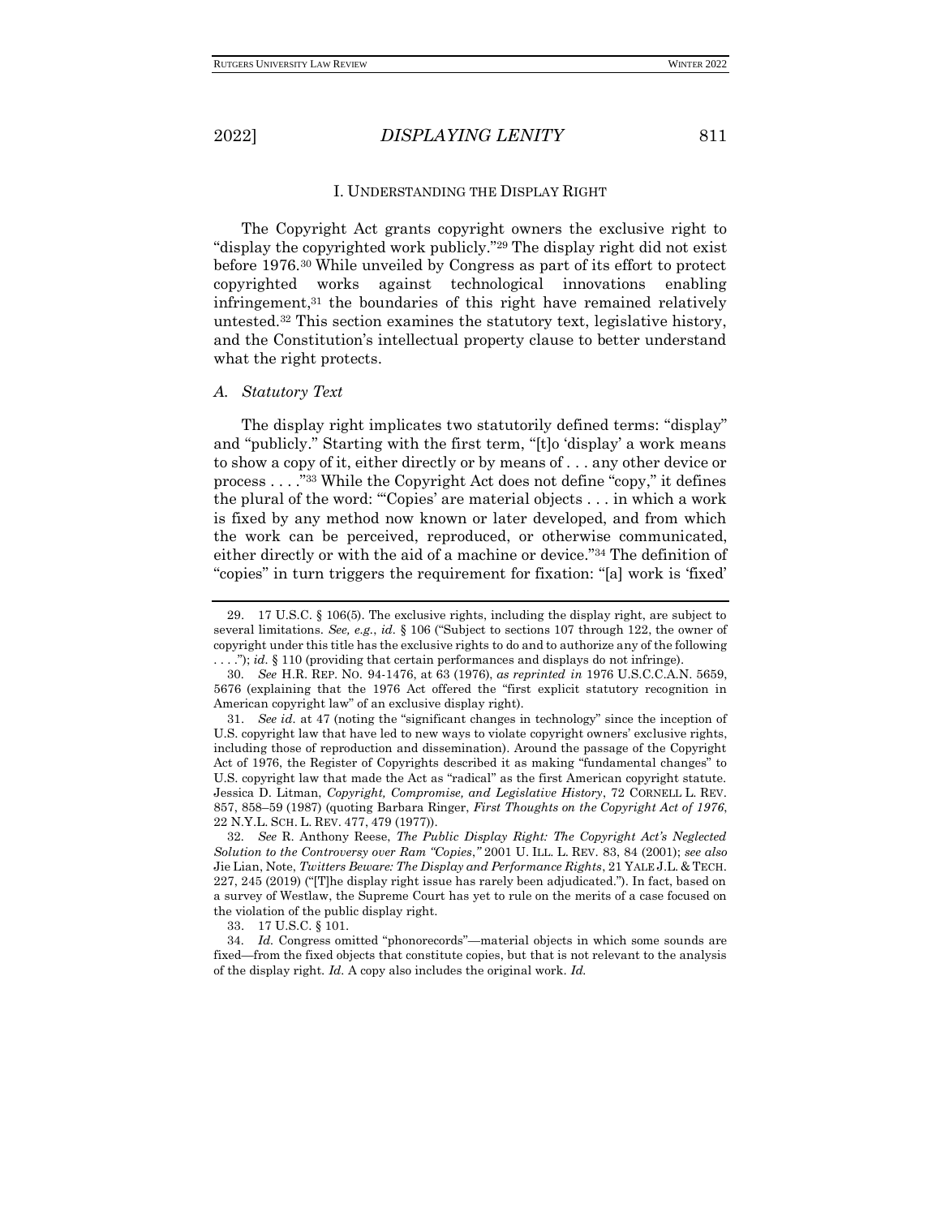## I. UNDERSTANDING THE DISPLAY RIGHT

The Copyright Act grants copyright owners the exclusive right to "display the copyrighted work publicly."[29] The display right did not exist before 1976.[30] While unveiled by Congress as part of its effort to protect copyrighted works against technological innovations enabling infringement,[31] the boundaries of this right have remained relatively untested.[32] This section examines the statutory text, legislative history, and the Constitution's intellectual property clause to better understand what the right protects.

### A. *Statutory Text*

The display right implicates two statutorily defined terms: "display" and "publicly." Starting with the first term, "[t]o 'display' a work means to show a copy of it, either directly or by means of . . . any other device or process . . . ."[33] While the Copyright Act does not define "copy," it defines the plural of the word: "'Copies' are material objects . . . in which a work is fixed by any method now known or later developed, and from which the work can be perceived, reproduced, or otherwise communicated, either directly or with the aid of a machine or device."[34] The definition of "copies" in turn triggers the requirement for fixation: "[a] work is 'fixed'

---

29. 17 U.S.C. § 106(5). The exclusive rights, including the display right, are subject to several limitations. *See, e.g.*, *id.* § 106 ("Subject to sections 107 through 122, the owner of copyright under this title has the exclusive rights to do and to authorize any of the following . . . ."); *id.* § 110 (providing that certain performances and displays do not infringe).

30. *See* H.R. REP. NO. 94-1476, at 63 (1976), *as reprinted in* 1976 U.S.C.C.A.N. 5659, 5676 (explaining that the 1976 Act offered the "first explicit statutory recognition in American copyright law" of an exclusive display right).

31. *See id.* at 47 (noting the "significant changes in technology" since the inception of U.S. copyright law that have led to new ways to violate copyright owners' exclusive rights, including those of reproduction and dissemination). Around the passage of the Copyright Act of 1976, the Register of Copyrights described it as making "fundamental changes" to U.S. copyright law that made the Act as "radical" as the first American copyright statute. Jessica D. Litman, *Copyright, Compromise, and Legislative History*, 72 CORNELL L. REV. 857, 858–59 (1987) (quoting Barbara Ringer, *First Thoughts on the Copyright Act of 1976*, 22 N.Y.L. SCH. L. REV. 477, 479 (1977)).

32. *See* R. Anthony Reese, *The Public Display Right: The Copyright Act's Neglected Solution to the Controversy over Ram "Copies*,*"* 2001 U. ILL. L. REV. 83, 84 (2001); *see also* Jie Lian, Note, *Twitters Beware: The Display and Performance Rights*, 21 YALE J.L. & TECH. 227, 245 (2019) ("[T]he display right issue has rarely been adjudicated."). In fact, based on a survey of Westlaw, the Supreme Court has yet to rule on the merits of a case focused on the violation of the public display right.

33. 17 U.S.C. § 101.

34. *Id.* Congress omitted "phonorecords"—material objects in which some sounds are fixed—from the fixed objects that constitute copies, but that is not relevant to the analysis of the display right. *Id.* A copy also includes the original work. *Id.*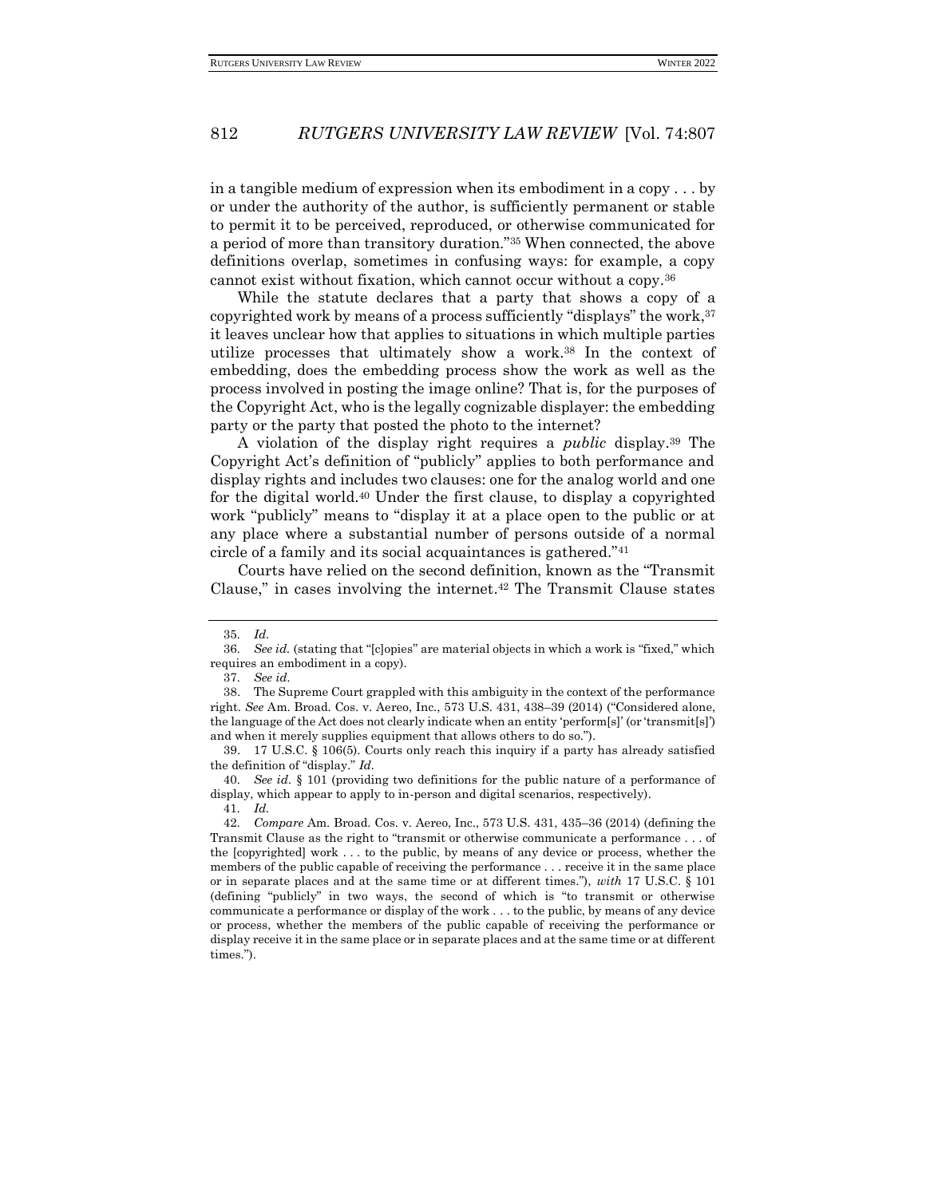in a tangible medium of expression when its embodiment in a copy . . . by or under the authority of the author, is sufficiently permanent or stable to permit it to be perceived, reproduced, or otherwise communicated for a period of more than transitory duration."[35] When connected, the above definitions overlap, sometimes in confusing ways: for example, a copy cannot exist without fixation, which cannot occur without a copy.[36]

While the statute declares that a party that shows a copy of a copyrighted work by means of a process sufficiently "displays" the work,[37] it leaves unclear how that applies to situations in which multiple parties utilize processes that ultimately show a work.[38] In the context of embedding, does the embedding process show the work as well as the process involved in posting the image online? That is, for the purposes of the Copyright Act, who is the legally cognizable displayer: the embedding party or the party that posted the photo to the internet?

A violation of the display right requires a *public* display.[39] The Copyright Act's definition of "publicly" applies to both performance and display rights and includes two clauses: one for the analog world and one for the digital world.[40] Under the first clause, to display a copyrighted work "publicly" means to "display it at a place open to the public or at any place where a substantial number of persons outside of a normal circle of a family and its social acquaintances is gathered."[41]

Courts have relied on the second definition, known as the "Transmit Clause," in cases involving the internet.[42] The Transmit Clause states

---

35. *Id.*

36. *See id.* (stating that "[c]opies" are material objects in which a work is "fixed," which requires an embodiment in a copy).

37. *See id.*

38. The Supreme Court grappled with this ambiguity in the context of the performance right. *See* Am. Broad. Cos. v. Aereo, Inc., 573 U.S. 431, 438–39 (2014) ("Considered alone, the language of the Act does not clearly indicate when an entity 'perform[s]' (or 'transmit[s]') and when it merely supplies equipment that allows others to do so.").

39. 17 U.S.C. § 106(5). Courts only reach this inquiry if a party has already satisfied the definition of "display." *Id.*

40. *See id.* § 101 (providing two definitions for the public nature of a performance of display, which appear to apply to in-person and digital scenarios, respectively).

41. *Id.*

42. *Compare* Am. Broad. Cos. v. Aereo, Inc., 573 U.S. 431, 435–36 (2014) (defining the Transmit Clause as the right to "transmit or otherwise communicate a performance . . . of the [copyrighted] work . . . to the public, by means of any device or process, whether the members of the public capable of receiving the performance . . . receive it in the same place or in separate places and at the same time or at different times."), *with* 17 U.S.C. § 101 (defining "publicly" in two ways, the second of which is "to transmit or otherwise communicate a performance or display of the work . . . to the public, by means of any device or process, whether the members of the public capable of receiving the performance or display receive it in the same place or in separate places and at the same time or at different times.").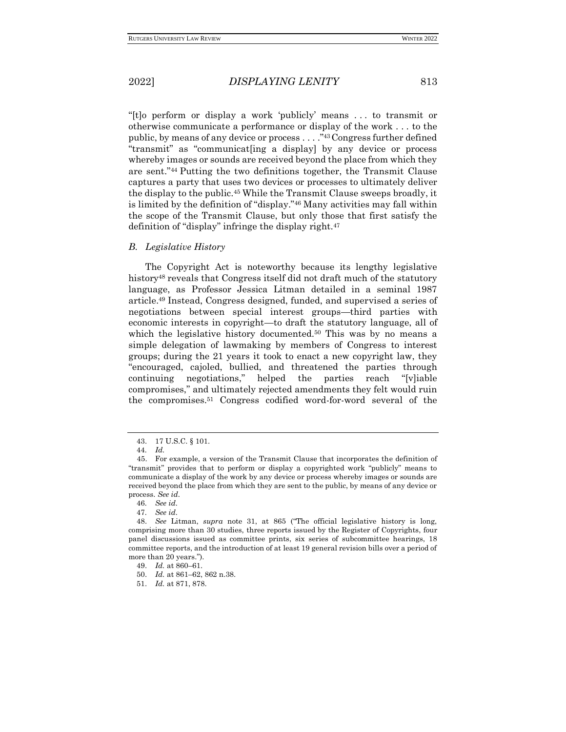"[t]o perform or display a work 'publicly' means . . . to transmit or otherwise communicate a performance or display of the work . . . to the public, by means of any device or process . . . ."[43] Congress further defined "transmit" as "communicat[ing a display] by any device or process whereby images or sounds are received beyond the place from which they are sent."[44] Putting the two definitions together, the Transmit Clause captures a party that uses two devices or processes to ultimately deliver the display to the public.[45] While the Transmit Clause sweeps broadly, it is limited by the definition of "display."[46] Many activities may fall within the scope of the Transmit Clause, but only those that first satisfy the definition of "display" infringe the display right.[47]

### *B. Legislative History*

The Copyright Act is noteworthy because its lengthy legislative history[48] reveals that Congress itself did not draft much of the statutory language, as Professor Jessica Litman detailed in a seminal 1987 article.[49] Instead, Congress designed, funded, and supervised a series of negotiations between special interest groups—third parties with economic interests in copyright—to draft the statutory language, all of which the legislative history documented.[50] This was by no means a simple delegation of lawmaking by members of Congress to interest groups; during the 21 years it took to enact a new copyright law, they "encouraged, cajoled, bullied, and threatened the parties through continuing negotiations," helped the parties reach "[v]iable compromises," and ultimately rejected amendments they felt would ruin the compromises.[51] Congress codified word-for-word several of the

---

43. 17 U.S.C. § 101.

44. *Id.*

45. For example, a version of the Transmit Clause that incorporates the definition of "transmit" provides that to perform or display a copyrighted work "publicly" means to communicate a display of the work by any device or process whereby images or sounds are received beyond the place from which they are sent to the public, by means of any device or process. *See id.*

46. *See id.*

47. *See id.*

48. *See* Litman, *supra* note 31, at 865 ("The official legislative history is long, comprising more than 30 studies, three reports issued by the Register of Copyrights, four panel discussions issued as committee prints, six series of subcommittee hearings, 18 committee reports, and the introduction of at least 19 general revision bills over a period of more than 20 years.").

49. *Id.* at 860–61.

50. *Id.* at 861–62, 862 n.38.

51. *Id.* at 871, 878.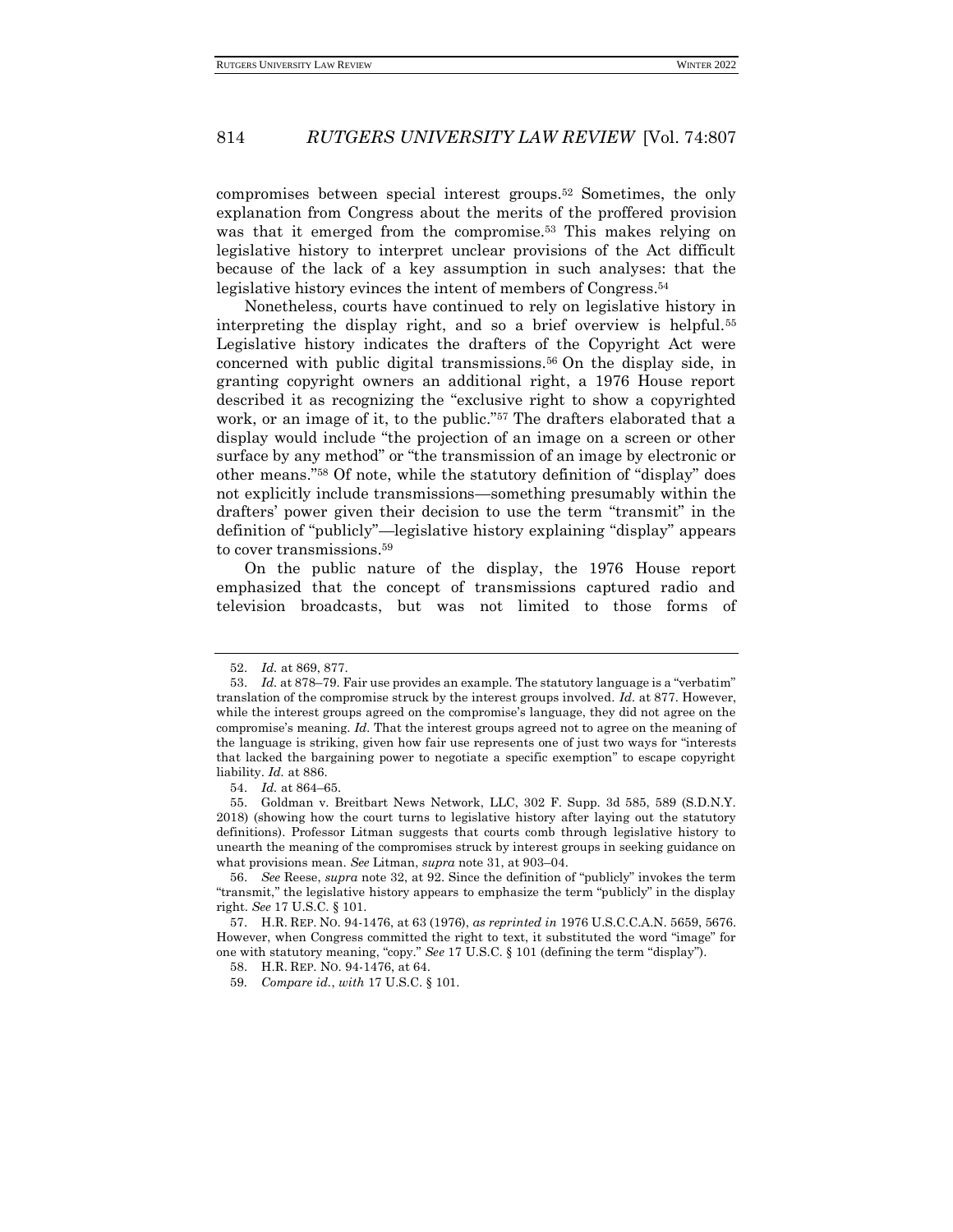compromises between special interest groups.[52] Sometimes, the only explanation from Congress about the merits of the proffered provision was that it emerged from the compromise.[53] This makes relying on legislative history to interpret unclear provisions of the Act difficult because of the lack of a key assumption in such analyses: that the legislative history evinces the intent of members of Congress.[54]

Nonetheless, courts have continued to rely on legislative history in interpreting the display right, and so a brief overview is helpful.[55] Legislative history indicates the drafters of the Copyright Act were concerned with public digital transmissions.[56] On the display side, in granting copyright owners an additional right, a 1976 House report described it as recognizing the "exclusive right to show a copyrighted work, or an image of it, to the public."[57] The drafters elaborated that a display would include "the projection of an image on a screen or other surface by any method" or "the transmission of an image by electronic or other means."[58] Of note, while the statutory definition of "display" does not explicitly include transmissions—something presumably within the drafters' power given their decision to use the term "transmit" in the definition of "publicly"—legislative history explaining "display" appears to cover transmissions.[59]

On the public nature of the display, the 1976 House report emphasized that the concept of transmissions captured radio and television broadcasts, but was not limited to those forms of

---

52. *Id.* at 869, 877.

53. *Id.* at 878–79. Fair use provides an example. The statutory language is a "verbatim" translation of the compromise struck by the interest groups involved. *Id.* at 877. However, while the interest groups agreed on the compromise's language, they did not agree on the compromise's meaning. *Id.* That the interest groups agreed not to agree on the meaning of the language is striking, given how fair use represents one of just two ways for "interests that lacked the bargaining power to negotiate a specific exemption" to escape copyright liability. *Id.* at 886.

54. *Id.* at 864–65.

55. Goldman v. Breitbart News Network, LLC, 302 F. Supp. 3d 585, 589 (S.D.N.Y. 2018) (showing how the court turns to legislative history after laying out the statutory definitions). Professor Litman suggests that courts comb through legislative history to unearth the meaning of the compromises struck by interest groups in seeking guidance on what provisions mean. *See* Litman, *supra* note 31, at 903–04.

56. *See* Reese, *supra* note 32, at 92. Since the definition of "publicly" invokes the term "transmit," the legislative history appears to emphasize the term "publicly" in the display right. *See* 17 U.S.C. § 101.

57. H.R. REP. NO. 94-1476, at 63 (1976), *as reprinted in* 1976 U.S.C.C.A.N. 5659, 5676. However, when Congress committed the right to text, it substituted the word "image" for one with statutory meaning, "copy." *See* 17 U.S.C. § 101 (defining the term "display").

58. H.R. REP. NO. 94-1476, at 64.

59. *Compare id.*, *with* 17 U.S.C. § 101.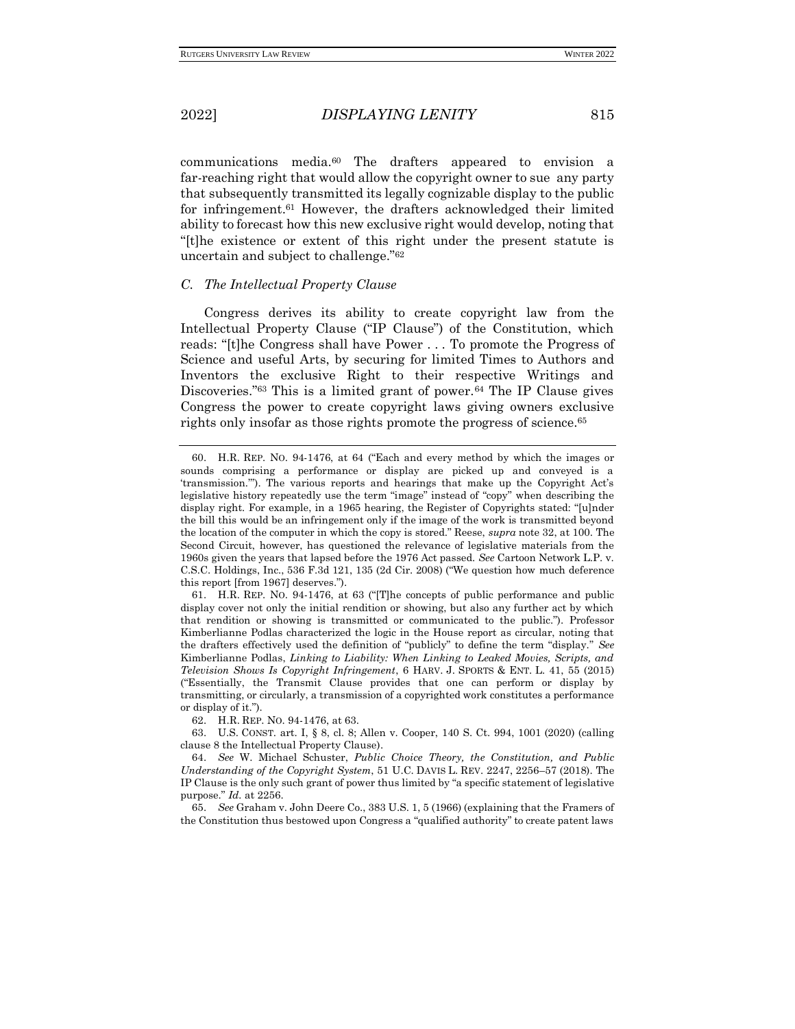communications media.[60] The drafters appeared to envision a far-reaching right that would allow the copyright owner to sue any party that subsequently transmitted its legally cognizable display to the public for infringement.[61] However, the drafters acknowledged their limited ability to forecast how this new exclusive right would develop, noting that "[t]he existence or extent of this right under the present statute is uncertain and subject to challenge."[62]

### *C. The Intellectual Property Clause*

Congress derives its ability to create copyright law from the Intellectual Property Clause ("IP Clause") of the Constitution, which reads: "[t]he Congress shall have Power . . . To promote the Progress of Science and useful Arts, by securing for limited Times to Authors and Inventors the exclusive Right to their respective Writings and Discoveries."[63] This is a limited grant of power.[64] The IP Clause gives Congress the power to create copyright laws giving owners exclusive rights only insofar as those rights promote the progress of science.[65]

---

60. H.R. REP. NO. 94-1476, at 64 ("Each and every method by which the images or sounds comprising a performance or display are picked up and conveyed is a 'transmission.'"). The various reports and hearings that make up the Copyright Act's legislative history repeatedly use the term "image" instead of "copy" when describing the display right. For example, in a 1965 hearing, the Register of Copyrights stated: "[u]nder the bill this would be an infringement only if the image of the work is transmitted beyond the location of the computer in which the copy is stored." Reese, *supra* note 32, at 100. The Second Circuit, however, has questioned the relevance of legislative materials from the 1960s given the years that lapsed before the 1976 Act passed. *See* Cartoon Network L.P. v. C.S.C. Holdings, Inc., 536 F.3d 121, 135 (2d Cir. 2008) ("We question how much deference this report [from 1967] deserves.").

61. H.R. REP. NO. 94-1476, at 63 ("[T]he concepts of public performance and public display cover not only the initial rendition or showing, but also any further act by which that rendition or showing is transmitted or communicated to the public."). Professor Kimberlianne Podlas characterized the logic in the House report as circular, noting that the drafters effectively used the definition of "publicly" to define the term "display." *See* Kimberlianne Podlas, *Linking to Liability: When Linking to Leaked Movies, Scripts, and Television Shows Is Copyright Infringement*, 6 HARV. J. SPORTS & ENT. L. 41, 55 (2015) ("Essentially, the Transmit Clause provides that one can perform or display by transmitting, or circularly, a transmission of a copyrighted work constitutes a performance or display of it.").

62. H.R. REP. NO. 94-1476, at 63.

63. U.S. CONST. art. I, § 8, cl. 8; Allen v. Cooper, 140 S. Ct. 994, 1001 (2020) (calling clause 8 the Intellectual Property Clause).

64. *See* W. Michael Schuster, *Public Choice Theory, the Constitution, and Public Understanding of the Copyright System*, 51 U.C. DAVIS L. REV. 2247, 2256–57 (2018). The IP Clause is the only such grant of power thus limited by "a specific statement of legislative purpose." *Id.* at 2256.

65. *See* Graham v. John Deere Co., 383 U.S. 1, 5 (1966) (explaining that the Framers of the Constitution thus bestowed upon Congress a "qualified authority" to create patent laws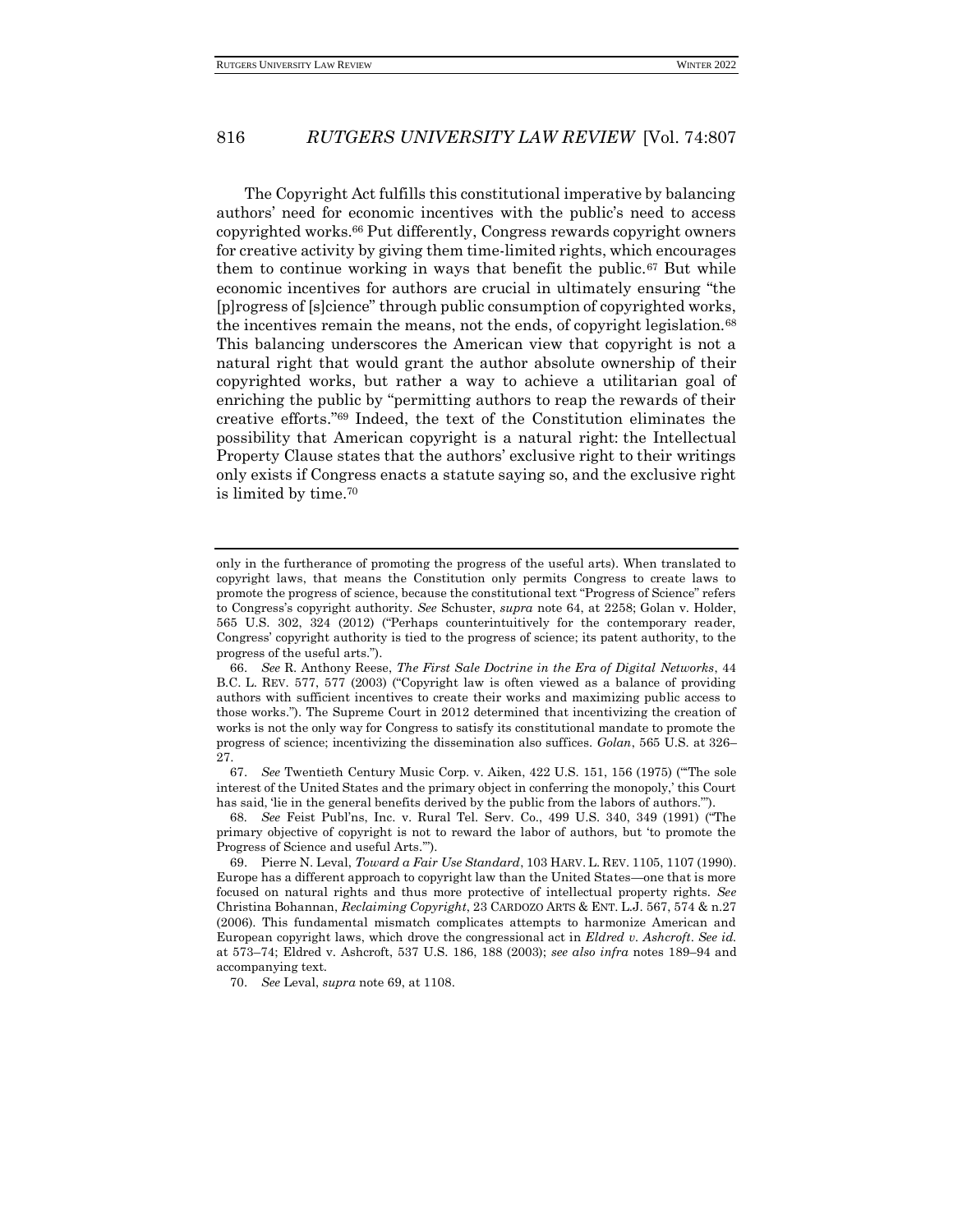The Copyright Act fulfills this constitutional imperative by balancing authors' need for economic incentives with the public's need to access copyrighted works.[66] Put differently, Congress rewards copyright owners for creative activity by giving them time-limited rights, which encourages them to continue working in ways that benefit the public.[67] But while economic incentives for authors are crucial in ultimately ensuring "the [p]rogress of [s]cience" through public consumption of copyrighted works, the incentives remain the means, not the ends, of copyright legislation.[68] This balancing underscores the American view that copyright is not a natural right that would grant the author absolute ownership of their copyrighted works, but rather a way to achieve a utilitarian goal of enriching the public by "permitting authors to reap the rewards of their creative efforts."[69] Indeed, the text of the Constitution eliminates the possibility that American copyright is a natural right: the Intellectual Property Clause states that the authors' exclusive right to their writings only exists if Congress enacts a statute saying so, and the exclusive right is limited by time.[70]

---

only in the furtherance of promoting the progress of the useful arts). When translated to copyright laws, that means the Constitution only permits Congress to create laws to promote the progress of science, because the constitutional text "Progress of Science" refers to Congress's copyright authority. *See* Schuster, *supra* note 64, at 2258; Golan v. Holder, 565 U.S. 302, 324 (2012) ("Perhaps counterintuitively for the contemporary reader, Congress' copyright authority is tied to the progress of science; its patent authority, to the progress of the useful arts.").

66. *See* R. Anthony Reese, *The First Sale Doctrine in the Era of Digital Networks*, 44 B.C. L. REV. 577, 577 (2003) ("Copyright law is often viewed as a balance of providing authors with sufficient incentives to create their works and maximizing public access to those works."). The Supreme Court in 2012 determined that incentivizing the creation of works is not the only way for Congress to satisfy its constitutional mandate to promote the progress of science; incentivizing the dissemination also suffices. *Golan*, 565 U.S. at 326–27.

67. *See* Twentieth Century Music Corp. v. Aiken, 422 U.S. 151, 156 (1975) ("'The sole interest of the United States and the primary object in conferring the monopoly,' this Court has said, 'lie in the general benefits derived by the public from the labors of authors.'").

68. *See* Feist Publ'ns, Inc. v. Rural Tel. Serv. Co., 499 U.S. 340, 349 (1991) ("The primary objective of copyright is not to reward the labor of authors, but 'to promote the Progress of Science and useful Arts.'").

69. Pierre N. Leval, *Toward a Fair Use Standard*, 103 HARV. L. REV. 1105, 1107 (1990). Europe has a different approach to copyright law than the United States—one that is more focused on natural rights and thus more protective of intellectual property rights. *See* Christina Bohannan, *Reclaiming Copyright*, 23 CARDOZO ARTS & ENT. L.J. 567, 574 & n.27 (2006). This fundamental mismatch complicates attempts to harmonize American and European copyright laws, which drove the congressional act in *Eldred v. Ashcroft*. *See id.* at 573–74; Eldred v. Ashcroft, 537 U.S. 186, 188 (2003); *see also infra* notes 189–94 and accompanying text.

70. *See* Leval, *supra* note 69, at 1108.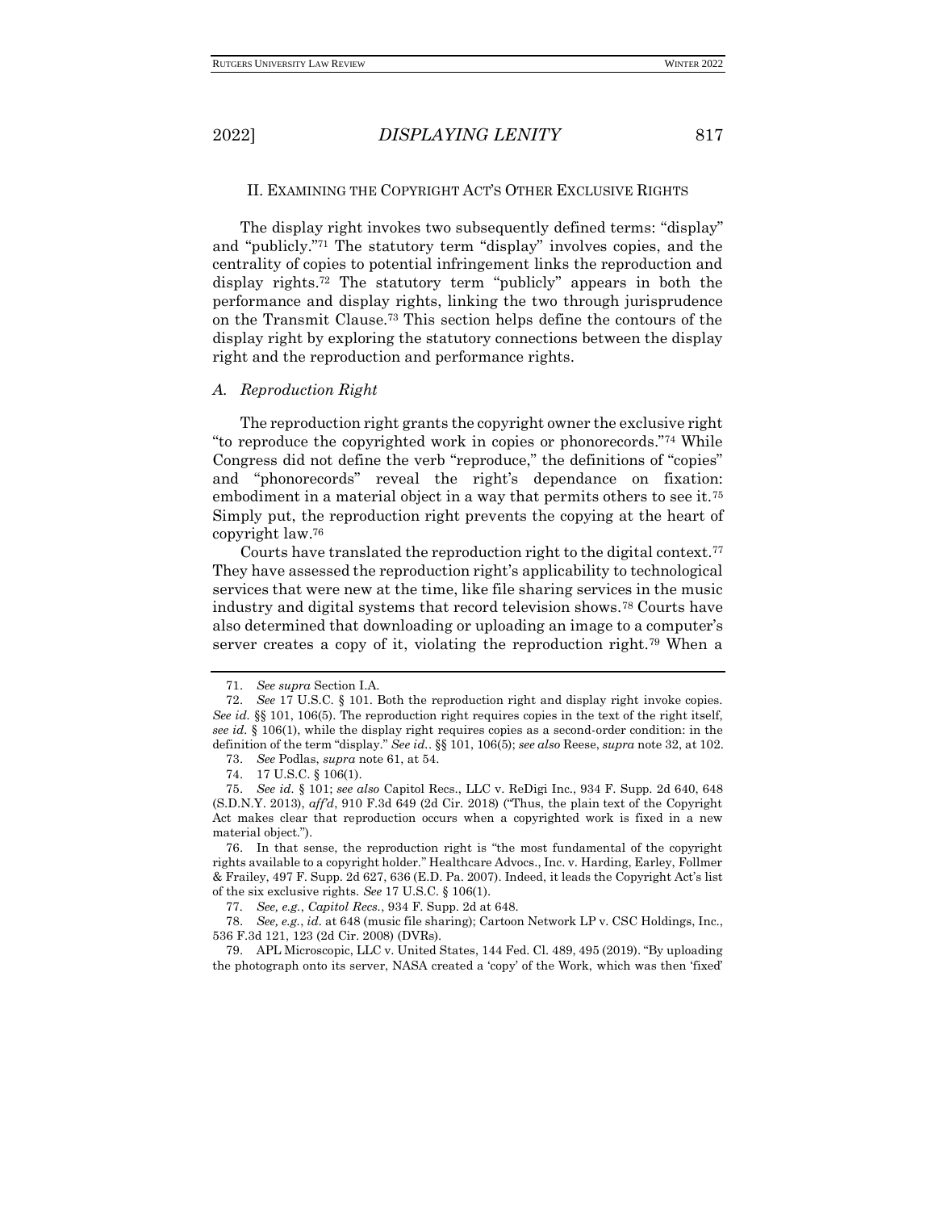## II. EXAMINING THE COPYRIGHT ACT'S OTHER EXCLUSIVE RIGHTS

The display right invokes two subsequently defined terms: "display" and "publicly."[71] The statutory term "display" involves copies, and the centrality of copies to potential infringement links the reproduction and display rights.[72] The statutory term "publicly" appears in both the performance and display rights, linking the two through jurisprudence on the Transmit Clause.[73] This section helps define the contours of the display right by exploring the statutory connections between the display right and the reproduction and performance rights.

### *A. Reproduction Right*

The reproduction right grants the copyright owner the exclusive right "to reproduce the copyrighted work in copies or phonorecords."[74] While Congress did not define the verb "reproduce," the definitions of "copies" and "phonorecords" reveal the right's dependance on fixation: embodiment in a material object in a way that permits others to see it.[75] Simply put, the reproduction right prevents the copying at the heart of copyright law.[76]

Courts have translated the reproduction right to the digital context.[77] They have assessed the reproduction right's applicability to technological services that were new at the time, like file sharing services in the music industry and digital systems that record television shows.[78] Courts have also determined that downloading or uploading an image to a computer's server creates a copy of it, violating the reproduction right.[79] When a

---

71. *See supra* Section I.A.

72. *See* 17 U.S.C. § 101. Both the reproduction right and display right invoke copies. *See id.* §§ 101, 106(5). The reproduction right requires copies in the text of the right itself, *see id.* § 106(1), while the display right requires copies as a second-order condition: in the definition of the term "display." *See id.*. §§ 101, 106(5); *see also* Reese, *supra* note 32, at 102.

73. *See* Podlas, *supra* note 61, at 54.

74. 17 U.S.C. § 106(1).

75. *See id.* § 101; *see also* Capitol Recs., LLC v. ReDigi Inc., 934 F. Supp. 2d 640, 648 (S.D.N.Y. 2013), *aff'd*, 910 F.3d 649 (2d Cir. 2018) ("Thus, the plain text of the Copyright Act makes clear that reproduction occurs when a copyrighted work is fixed in a new material object.").

76. In that sense, the reproduction right is "the most fundamental of the copyright rights available to a copyright holder." Healthcare Advocs., Inc. v. Harding, Earley, Follmer & Frailey, 497 F. Supp. 2d 627, 636 (E.D. Pa. 2007). Indeed, it leads the Copyright Act's list of the six exclusive rights. *See* 17 U.S.C. § 106(1).

77. *See, e.g.*, *Capitol Recs.*, 934 F. Supp. 2d at 648.

78. *See, e.g.*, *id.* at 648 (music file sharing); Cartoon Network LP v. CSC Holdings, Inc., 536 F.3d 121, 123 (2d Cir. 2008) (DVRs).

79. APL Microscopic, LLC v. United States, 144 Fed. Cl. 489, 495 (2019). "By uploading the photograph onto its server, NASA created a 'copy' of the Work, which was then 'fixed'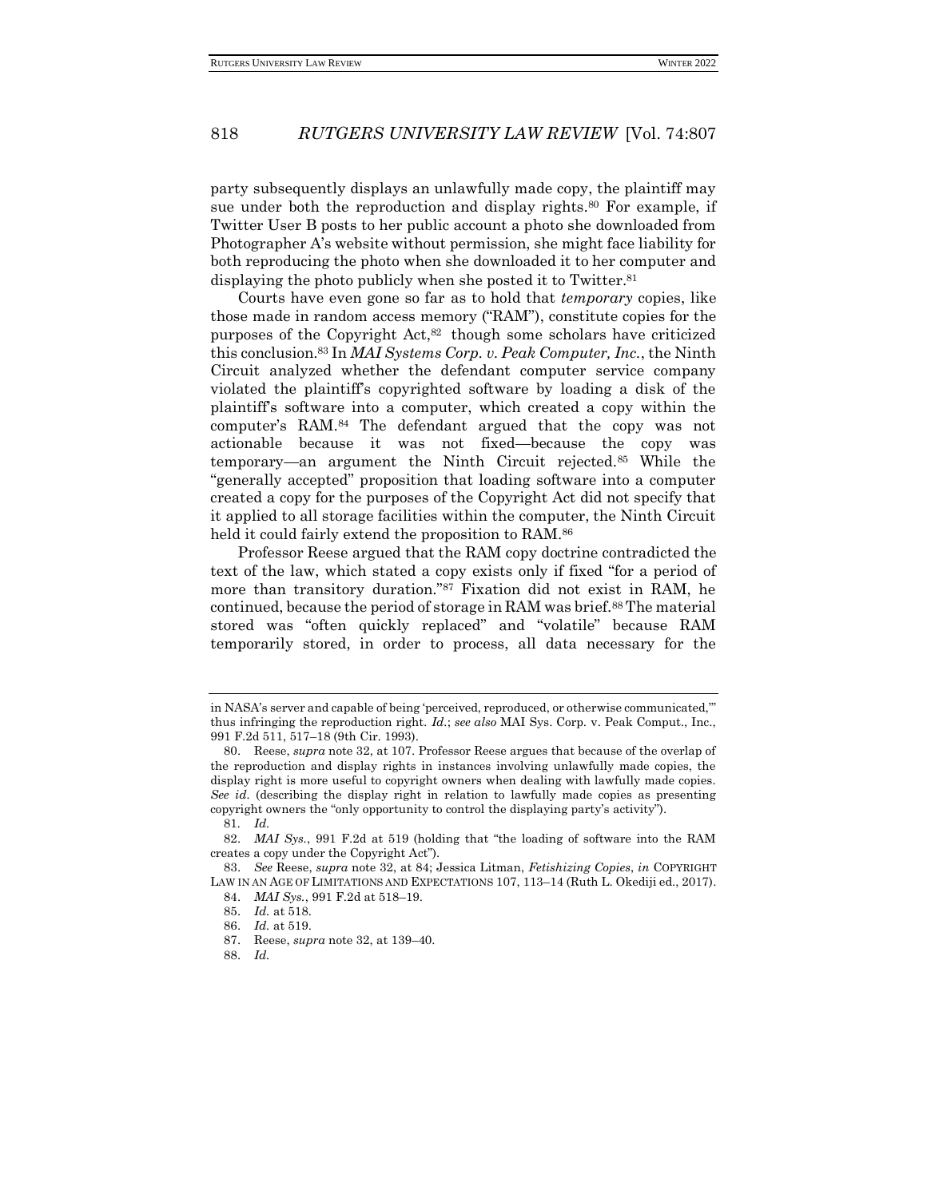party subsequently displays an unlawfully made copy, the plaintiff may sue under both the reproduction and display rights.[80] For example, if Twitter User B posts to her public account a photo she downloaded from Photographer A's website without permission, she might face liability for both reproducing the photo when she downloaded it to her computer and displaying the photo publicly when she posted it to Twitter.[81]

Courts have even gone so far as to hold that *temporary* copies, like those made in random access memory ("RAM"), constitute copies for the purposes of the Copyright Act,[82] though some scholars have criticized this conclusion.[83] In *MAI Systems Corp. v. Peak Computer, Inc.*, the Ninth Circuit analyzed whether the defendant computer service company violated the plaintiff's copyrighted software by loading a disk of the plaintiff's software into a computer, which created a copy within the computer's RAM.[84] The defendant argued that the copy was not actionable because it was not fixed—because the copy was temporary—an argument the Ninth Circuit rejected.[85] While the "generally accepted" proposition that loading software into a computer created a copy for the purposes of the Copyright Act did not specify that it applied to all storage facilities within the computer, the Ninth Circuit held it could fairly extend the proposition to RAM.[86]

Professor Reese argued that the RAM copy doctrine contradicted the text of the law, which stated a copy exists only if fixed "for a period of more than transitory duration."[87] Fixation did not exist in RAM, he continued, because the period of storage in RAM was brief.[88] The material stored was "often quickly replaced" and "volatile" because RAM temporarily stored, in order to process, all data necessary for the

---

in NASA's server and capable of being 'perceived, reproduced, or otherwise communicated,'" thus infringing the reproduction right. *Id.*; *see also* MAI Sys. Corp. v. Peak Comput., Inc., 991 F.2d 511, 517–18 (9th Cir. 1993).

80. Reese, *supra* note 32, at 107. Professor Reese argues that because of the overlap of the reproduction and display rights in instances involving unlawfully made copies, the display right is more useful to copyright owners when dealing with lawfully made copies. *See id.* (describing the display right in relation to lawfully made copies as presenting copyright owners the "only opportunity to control the displaying party's activity").

81. *Id.*

82. *MAI Sys.*, 991 F.2d at 519 (holding that "the loading of software into the RAM creates a copy under the Copyright Act").

83. *See* Reese, *supra* note 32, at 84; Jessica Litman, *Fetishizing Copies*, *in* COPYRIGHT LAW IN AN AGE OF LIMITATIONS AND EXPECTATIONS 107, 113–14 (Ruth L. Okediji ed., 2017).

84. *MAI Sys.*, 991 F.2d at 518–19.

85. *Id.* at 518.

86. *Id.* at 519.

87. Reese, *supra* note 32, at 139–40.

88. *Id.*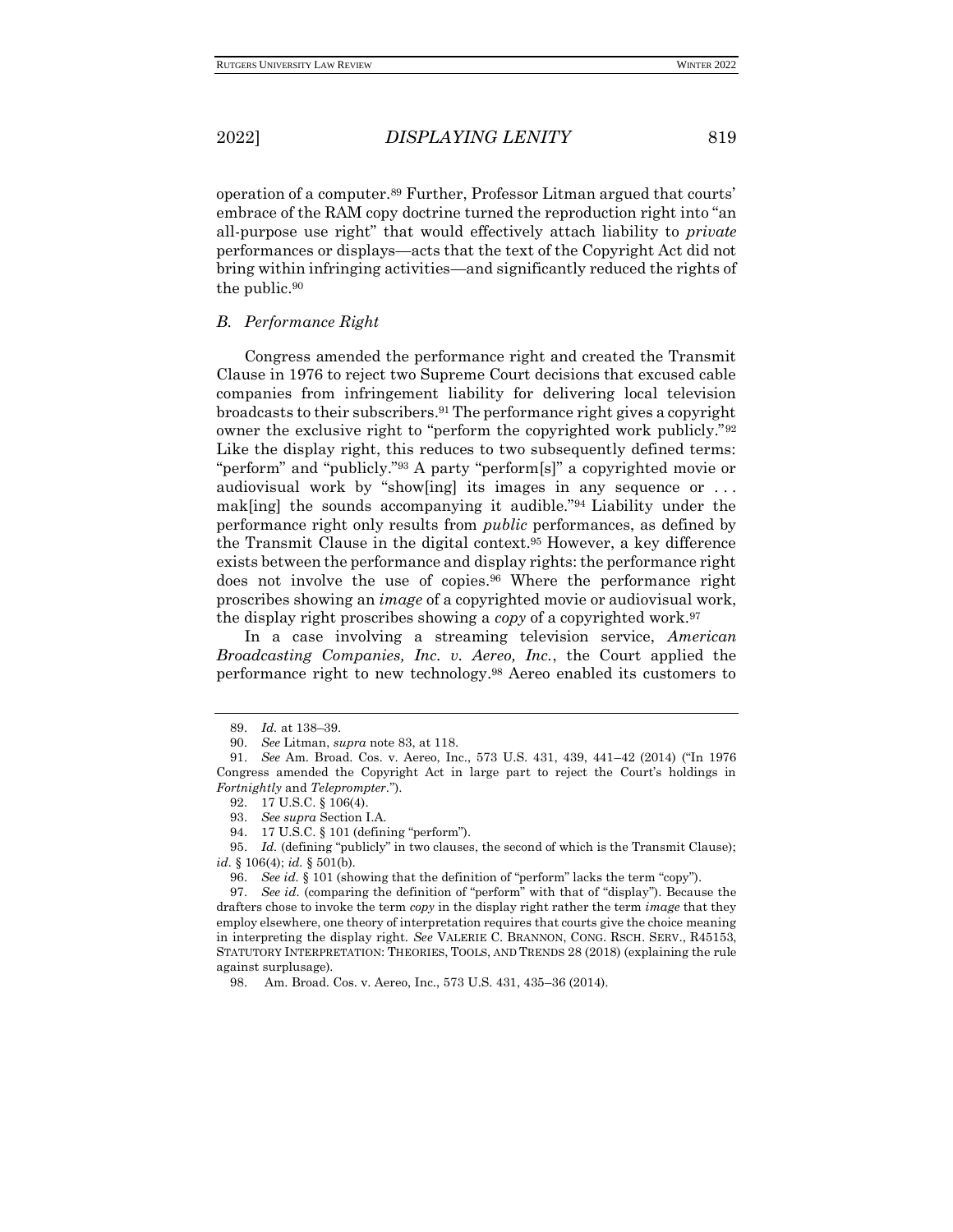operation of a computer.[89] Further, Professor Litman argued that courts' embrace of the RAM copy doctrine turned the reproduction right into "an all-purpose use right" that would effectively attach liability to *private* performances or displays—acts that the text of the Copyright Act did not bring within infringing activities—and significantly reduced the rights of the public.[90]

### *B. Performance Right*

Congress amended the performance right and created the Transmit Clause in 1976 to reject two Supreme Court decisions that excused cable companies from infringement liability for delivering local television broadcasts to their subscribers.[91] The performance right gives a copyright owner the exclusive right to "perform the copyrighted work publicly."[92] Like the display right, this reduces to two subsequently defined terms: "perform" and "publicly."[93] A party "perform[s]" a copyrighted movie or audiovisual work by "show[ing] its images in any sequence or . . . mak[ing] the sounds accompanying it audible."[94] Liability under the performance right only results from *public* performances, as defined by the Transmit Clause in the digital context.[95] However, a key difference exists between the performance and display rights: the performance right does not involve the use of copies.[96] Where the performance right proscribes showing an *image* of a copyrighted movie or audiovisual work, the display right proscribes showing a *copy* of a copyrighted work.[97]

In a case involving a streaming television service, *American Broadcasting Companies, Inc. v. Aereo, Inc.*, the Court applied the performance right to new technology.[98] Aereo enabled its customers to

---

89. *Id.* at 138–39.

90. *See* Litman, *supra* note 83, at 118.

91. *See* Am. Broad. Cos. v. Aereo, Inc., 573 U.S. 431, 439, 441–42 (2014) ("In 1976 Congress amended the Copyright Act in large part to reject the Court's holdings in *Fortnightly* and *Teleprompter*.").

92. 17 U.S.C. § 106(4).

93. *See supra* Section I.A.

94. 17 U.S.C. § 101 (defining "perform").

95. *Id.* (defining "publicly" in two clauses, the second of which is the Transmit Clause); *id.* § 106(4); *id.* § 501(b).

96. *See id.* § 101 (showing that the definition of "perform" lacks the term "copy").

97. *See id.* (comparing the definition of "perform" with that of "display"). Because the drafters chose to invoke the term *copy* in the display right rather the term *image* that they employ elsewhere, one theory of interpretation requires that courts give the choice meaning in interpreting the display right. *See* VALERIE C. BRANNON, CONG. RSCH. SERV., R45153, STATUTORY INTERPRETATION: THEORIES, TOOLS, AND TRENDS 28 (2018) (explaining the rule against surplusage).

98. Am. Broad. Cos. v. Aereo, Inc., 573 U.S. 431, 435–36 (2014).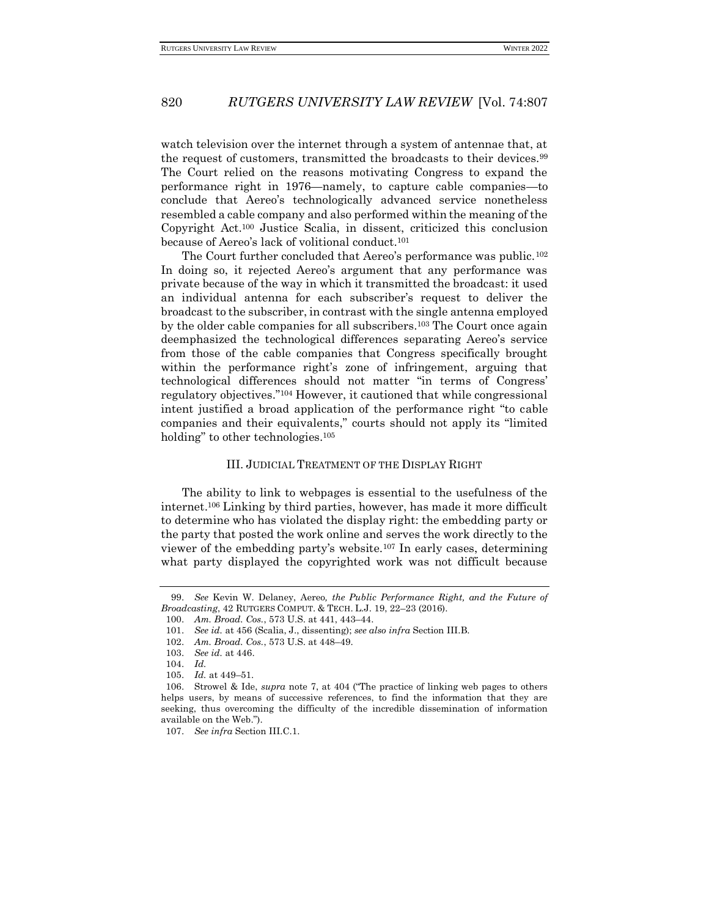watch television over the internet through a system of antennae that, at the request of customers, transmitted the broadcasts to their devices.[99] The Court relied on the reasons motivating Congress to expand the performance right in 1976—namely, to capture cable companies—to conclude that Aereo's technologically advanced service nonetheless resembled a cable company and also performed within the meaning of the Copyright Act.[100] Justice Scalia, in dissent, criticized this conclusion because of Aereo's lack of volitional conduct.[101]

The Court further concluded that Aereo's performance was public.[102] In doing so, it rejected Aereo's argument that any performance was private because of the way in which it transmitted the broadcast: it used an individual antenna for each subscriber's request to deliver the broadcast to the subscriber, in contrast with the single antenna employed by the older cable companies for all subscribers.[103] The Court once again deemphasized the technological differences separating Aereo's service from those of the cable companies that Congress specifically brought within the performance right's zone of infringement, arguing that technological differences should not matter "in terms of Congress' regulatory objectives."[104] However, it cautioned that while congressional intent justified a broad application of the performance right "to cable companies and their equivalents," courts should not apply its "limited holding" to other technologies.[105]

## III. Judicial Treatment of the Display Right

The ability to link to webpages is essential to the usefulness of the internet.[106] Linking by third parties, however, has made it more difficult to determine who has violated the display right: the embedding party or the party that posted the work online and serves the work directly to the viewer of the embedding party's website.[107] In early cases, determining what party displayed the copyrighted work was not difficult because

---

99. *See* Kevin W. Delaney, *Aereo, the Public Performance Right, and the Future of Broadcasting*, 42 RUTGERS COMPUT. & TECH. L.J. 19, 22–23 (2016).

100. *Am. Broad. Cos.*, 573 U.S. at 441, 443–44.

101. *See id.* at 456 (Scalia, J., dissenting); *see also infra* Section III.B.

102. *Am. Broad. Cos.*, 573 U.S. at 448–49.

103. *See id.* at 446.

104. *Id.*

105. *Id.* at 449–51.

106. Strowel & Ide, *supra* note 7, at 404 ("The practice of linking web pages to others helps users, by means of successive references, to find the information that they are seeking, thus overcoming the difficulty of the incredible dissemination of information available on the Web.").

107. *See infra* Section III.C.1.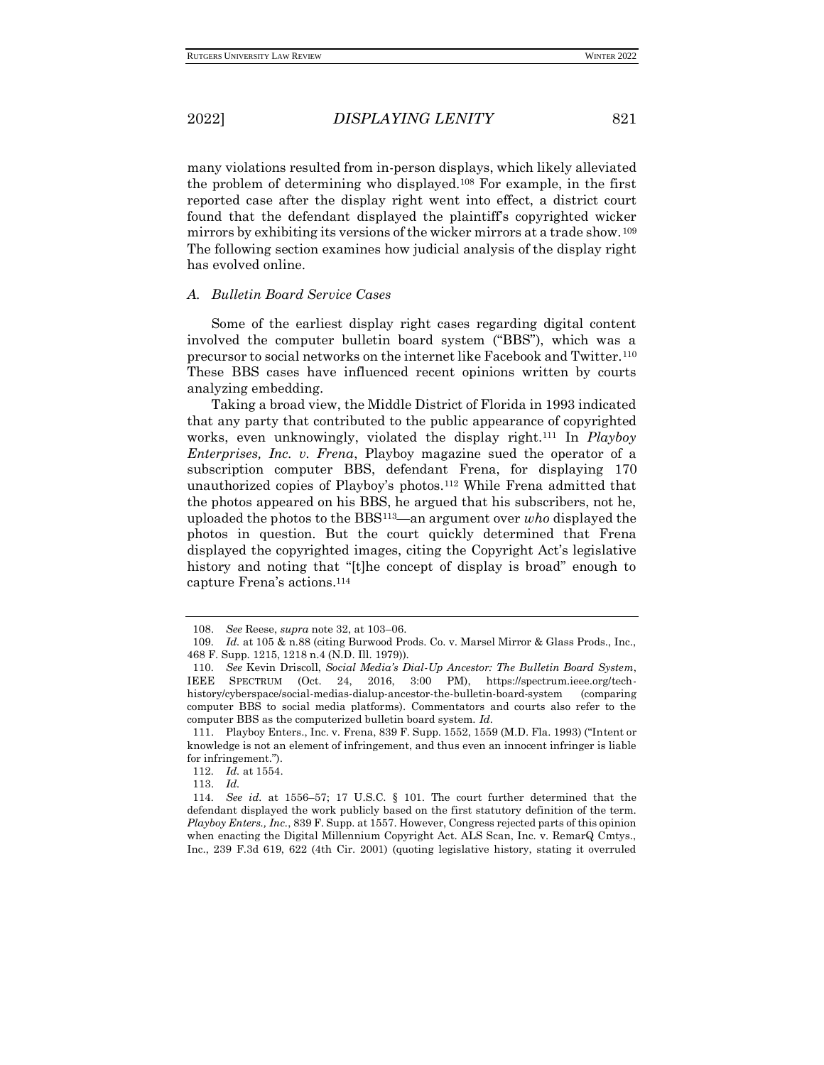many violations resulted from in-person displays, which likely alleviated the problem of determining who displayed.[108] For example, in the first reported case after the display right went into effect, a district court found that the defendant displayed the plaintiff's copyrighted wicker mirrors by exhibiting its versions of the wicker mirrors at a trade show.[109] The following section examines how judicial analysis of the display right has evolved online.

### *A. Bulletin Board Service Cases*

Some of the earliest display right cases regarding digital content involved the computer bulletin board system ("BBS"), which was a precursor to social networks on the internet like Facebook and Twitter.[110] These BBS cases have influenced recent opinions written by courts analyzing embedding.

Taking a broad view, the Middle District of Florida in 1993 indicated that any party that contributed to the public appearance of copyrighted works, even unknowingly, violated the display right.[111] In *Playboy Enterprises, Inc. v. Frena*, Playboy magazine sued the operator of a subscription computer BBS, defendant Frena, for displaying 170 unauthorized copies of Playboy's photos.[112] While Frena admitted that the photos appeared on his BBS, he argued that his subscribers, not he, uploaded the photos to the BBS[113]—an argument over *who* displayed the photos in question. But the court quickly determined that Frena displayed the copyrighted images, citing the Copyright Act's legislative history and noting that "[t]he concept of display is broad" enough to capture Frena's actions.[114]

---

108. *See* Reese, *supra* note 32, at 103–06.

109. *Id.* at 105 & n.88 (citing Burwood Prods. Co. v. Marsel Mirror & Glass Prods., Inc., 468 F. Supp. 1215, 1218 n.4 (N.D. Ill. 1979)).

110. *See* Kevin Driscoll, *Social Media's Dial-Up Ancestor: The Bulletin Board System*, IEEE SPECTRUM (Oct. 24, 2016, 3:00 PM), https://spectrum.ieee.org/tech-history/cyberspace/social-medias-dialup-ancestor-the-bulletin-board-system (comparing computer BBS to social media platforms). Commentators and courts also refer to the computer BBS as the computerized bulletin board system. *Id.*

111. Playboy Enters., Inc. v. Frena, 839 F. Supp. 1552, 1559 (M.D. Fla. 1993) ("Intent or knowledge is not an element of infringement, and thus even an innocent infringer is liable for infringement.").

112. *Id.* at 1554.

113. *Id.*

114. *See id.* at 1556–57; 17 U.S.C. § 101. The court further determined that the defendant displayed the work publicly based on the first statutory definition of the term. *Playboy Enters., Inc.*, 839 F. Supp. at 1557. However, Congress rejected parts of this opinion when enacting the Digital Millennium Copyright Act. ALS Scan, Inc. v. RemarQ Cmtys., Inc., 239 F.3d 619, 622 (4th Cir. 2001) (quoting legislative history, stating it overruled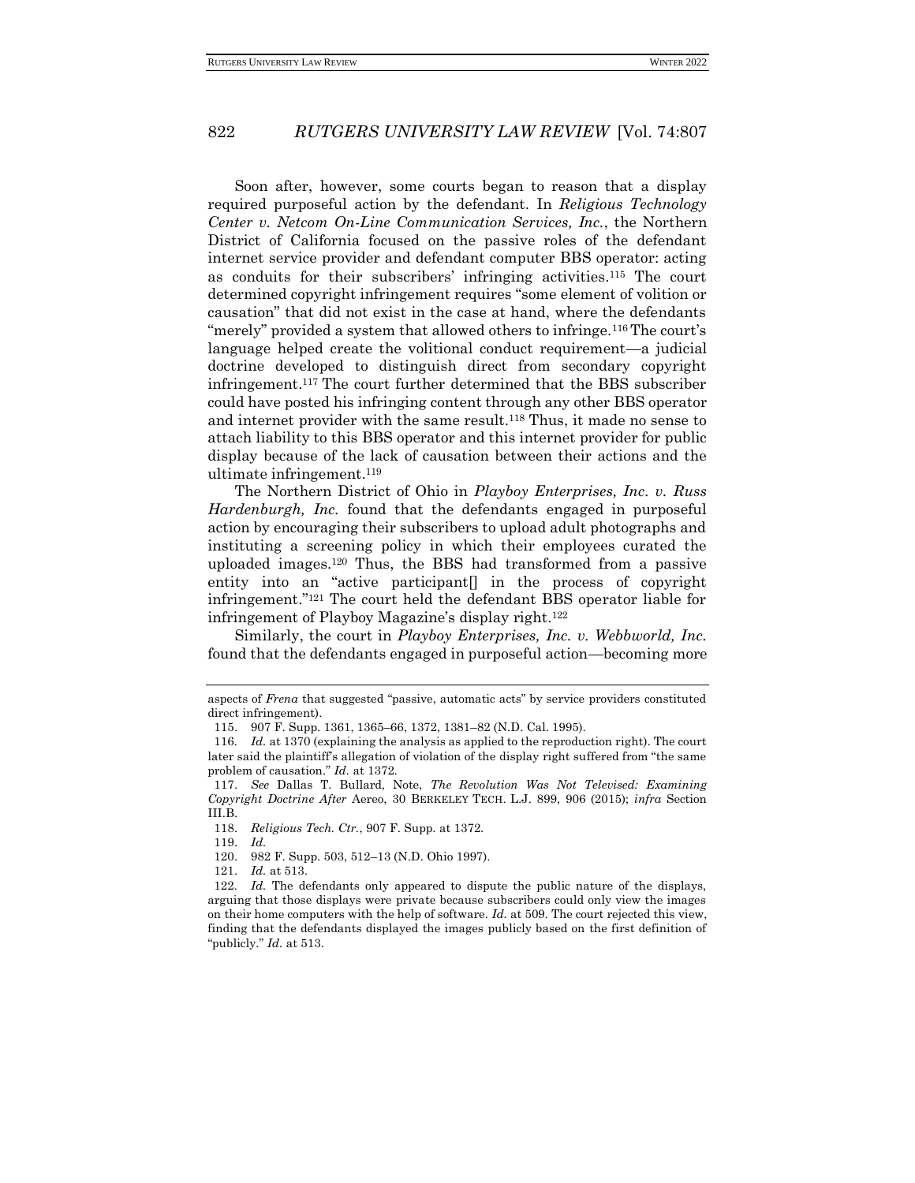Soon after, however, some courts began to reason that a display required purposeful action by the defendant. In *Religious Technology Center v. Netcom On-Line Communication Services, Inc.*, the Northern District of California focused on the passive roles of the defendant internet service provider and defendant computer BBS operator: acting as conduits for their subscribers' infringing activities.[115] The court determined copyright infringement requires "some element of volition or causation" that did not exist in the case at hand, where the defendants "merely" provided a system that allowed others to infringe.[116] The court's language helped create the volitional conduct requirement—a judicial doctrine developed to distinguish direct from secondary copyright infringement.[117] The court further determined that the BBS subscriber could have posted his infringing content through any other BBS operator and internet provider with the same result.[118] Thus, it made no sense to attach liability to this BBS operator and this internet provider for public display because of the lack of causation between their actions and the ultimate infringement.[119]

The Northern District of Ohio in *Playboy Enterprises, Inc. v. Russ Hardenburgh, Inc.* found that the defendants engaged in purposeful action by encouraging their subscribers to upload adult photographs and instituting a screening policy in which their employees curated the uploaded images.[120] Thus, the BBS had transformed from a passive entity into an "active participant[] in the process of copyright infringement."[121] The court held the defendant BBS operator liable for infringement of Playboy Magazine's display right.[122]

Similarly, the court in *Playboy Enterprises, Inc. v. Webbworld, Inc.* found that the defendants engaged in purposeful action—becoming more

---

aspects of *Frena* that suggested "passive, automatic acts" by service providers constituted direct infringement).

115. 907 F. Supp. 1361, 1365–66, 1372, 1381–82 (N.D. Cal. 1995).

116. *Id.* at 1370 (explaining the analysis as applied to the reproduction right). The court later said the plaintiff's allegation of violation of the display right suffered from "the same problem of causation." *Id.* at 1372.

117. *See* Dallas T. Bullard, Note, *The Revolution Was Not Televised: Examining Copyright Doctrine After* Aereo, 30 BERKELEY TECH. L.J. 899, 906 (2015); *infra* Section III.B.

118. *Religious Tech. Ctr.*, 907 F. Supp. at 1372.

119. *Id.*

120. 982 F. Supp. 503, 512–13 (N.D. Ohio 1997).

121. *Id.* at 513.

122. *Id.* The defendants only appeared to dispute the public nature of the displays, arguing that those displays were private because subscribers could only view the images on their home computers with the help of software. *Id.* at 509. The court rejected this view, finding that the defendants displayed the images publicly based on the first definition of "publicly." *Id.* at 513.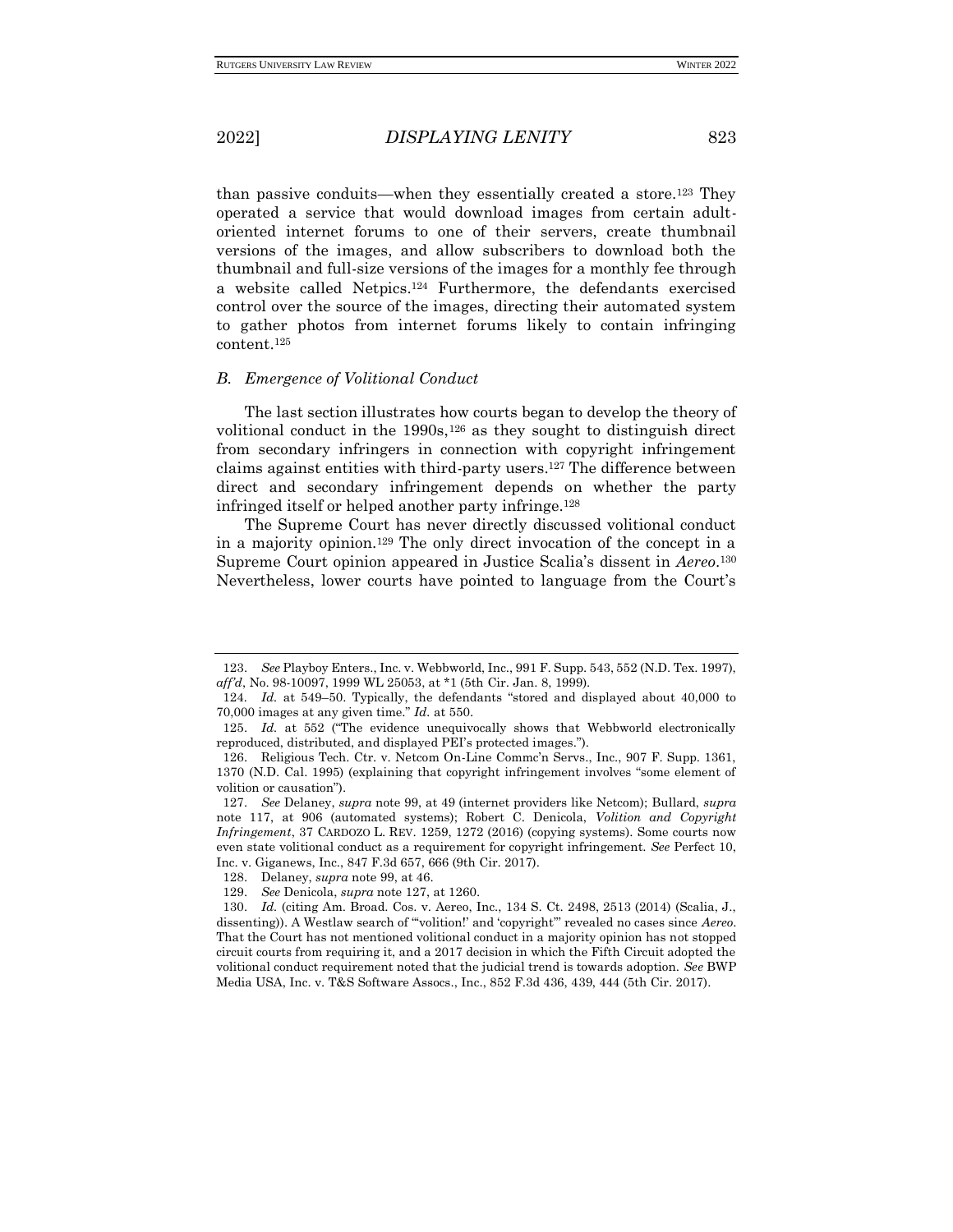than passive conduits—when they essentially created a store.[123] They operated a service that would download images from certain adult-oriented internet forums to one of their servers, create thumbnail versions of the images, and allow subscribers to download both the thumbnail and full-size versions of the images for a monthly fee through a website called Netpics.[124] Furthermore, the defendants exercised control over the source of the images, directing their automated system to gather photos from internet forums likely to contain infringing content.[125]

### *B. Emergence of Volitional Conduct*

The last section illustrates how courts began to develop the theory of volitional conduct in the 1990s,[126] as they sought to distinguish direct from secondary infringers in connection with copyright infringement claims against entities with third-party users.[127] The difference between direct and secondary infringement depends on whether the party infringed itself or helped another party infringe.[128]

The Supreme Court has never directly discussed volitional conduct in a majority opinion.[129] The only direct invocation of the concept in a Supreme Court opinion appeared in Justice Scalia's dissent in *Aereo*.[130] Nevertheless, lower courts have pointed to language from the Court's

---

123. *See* Playboy Enters., Inc. v. Webbworld, Inc., 991 F. Supp. 543, 552 (N.D. Tex. 1997), *aff'd*, No. 98-10097, 1999 WL 25053, at *1 (5th Cir. Jan. 8, 1999).

124. *Id.* at 549–50. Typically, the defendants "stored and displayed about 40,000 to 70,000 images at any given time." *Id.* at 550.

125. *Id.* at 552 ("The evidence unequivocally shows that Webbworld electronically reproduced, distributed, and displayed PEI's protected images.").

126. Religious Tech. Ctr. v. Netcom On-Line Commc'n Servs., Inc., 907 F. Supp. 1361, 1370 (N.D. Cal. 1995) (explaining that copyright infringement involves "some element of volition or causation").

127. *See* Delaney, *supra* note 99, at 49 (internet providers like Netcom); Bullard, *supra* note 117, at 906 (automated systems); Robert C. Denicola, *Volition and Copyright Infringement*, 37 CARDOZO L. REV. 1259, 1272 (2016) (copying systems). Some courts now even state volitional conduct as a requirement for copyright infringement. *See* Perfect 10, Inc. v. Giganews, Inc., 847 F.3d 657, 666 (9th Cir. 2017).

128. Delaney, *supra* note 99, at 46.

129. *See* Denicola, *supra* note 127, at 1260.

130. *Id.* (citing Am. Broad. Cos. v. Aereo, Inc., 134 S. Ct. 2498, 2513 (2014) (Scalia, J., dissenting)). A Westlaw search of "'volition!' and 'copyright'" revealed no cases since *Aereo*. That the Court has not mentioned volitional conduct in a majority opinion has not stopped circuit courts from requiring it, and a 2017 decision in which the Fifth Circuit adopted the volitional conduct requirement noted that the judicial trend is towards adoption. *See* BWP Media USA, Inc. v. T&S Software Assocs., Inc., 852 F.3d 436, 439, 444 (5th Cir. 2017).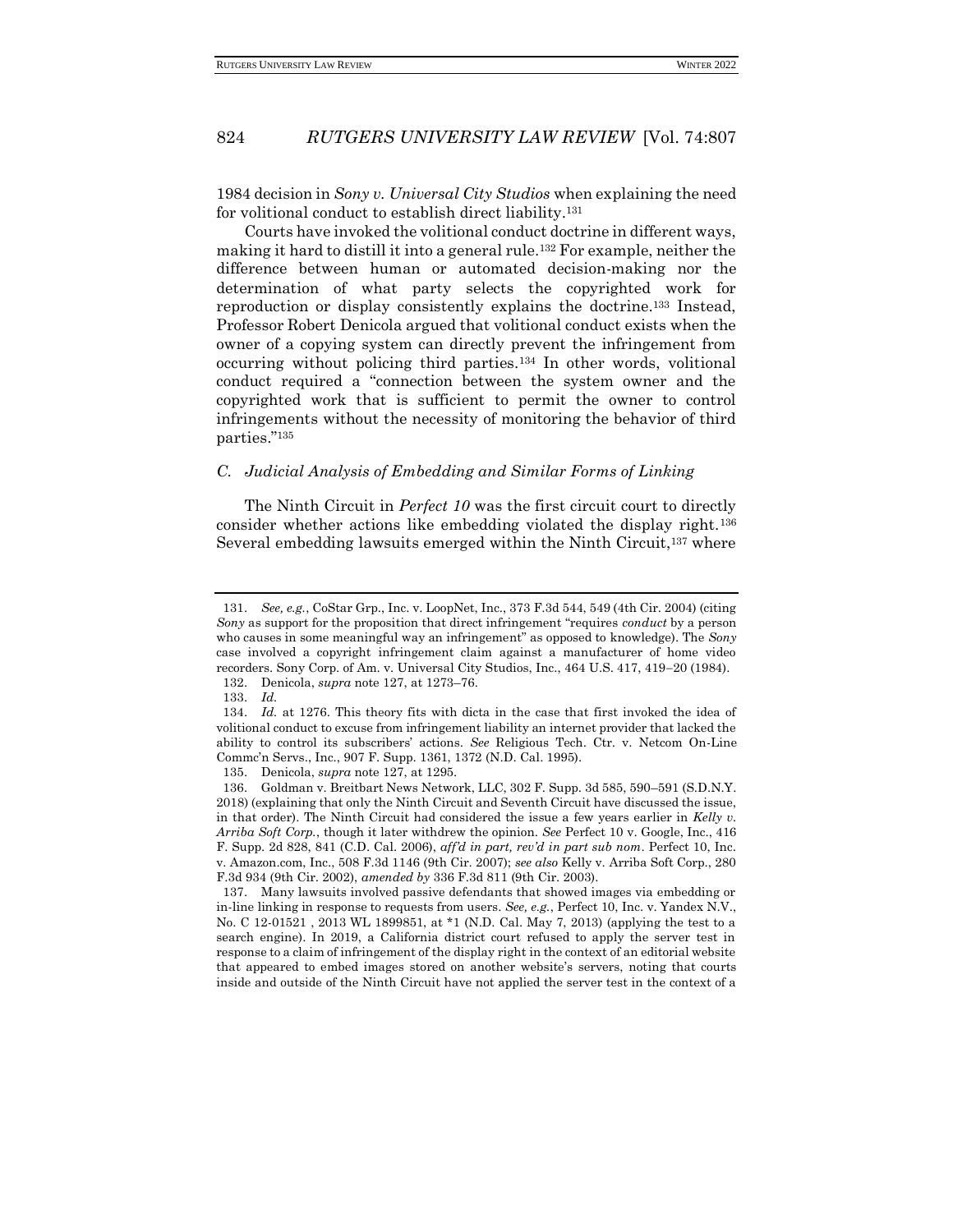1984 decision in *Sony v. Universal City Studios* when explaining the need for volitional conduct to establish direct liability.[131]

Courts have invoked the volitional conduct doctrine in different ways, making it hard to distill it into a general rule.[132] For example, neither the difference between human or automated decision-making nor the determination of what party selects the copyrighted work for reproduction or display consistently explains the doctrine.[133] Instead, Professor Robert Denicola argued that volitional conduct exists when the owner of a copying system can directly prevent the infringement from occurring without policing third parties.[134] In other words, volitional conduct required a "connection between the system owner and the copyrighted work that is sufficient to permit the owner to control infringements without the necessity of monitoring the behavior of third parties."[135]

### *C. Judicial Analysis of Embedding and Similar Forms of Linking*

The Ninth Circuit in *Perfect 10* was the first circuit court to directly consider whether actions like embedding violated the display right.[136] Several embedding lawsuits emerged within the Ninth Circuit,[137] where

---

131. *See, e.g.*, CoStar Grp., Inc. v. LoopNet, Inc., 373 F.3d 544, 549 (4th Cir. 2004) (citing *Sony* as support for the proposition that direct infringement "requires *conduct* by a person who causes in some meaningful way an infringement" as opposed to knowledge). The *Sony* case involved a copyright infringement claim against a manufacturer of home video recorders. Sony Corp. of Am. v. Universal City Studios, Inc., 464 U.S. 417, 419–20 (1984).

132. Denicola, *supra* note 127, at 1273–76.

133. *Id.*

134. *Id.* at 1276. This theory fits with dicta in the case that first invoked the idea of volitional conduct to excuse from infringement liability an internet provider that lacked the ability to control its subscribers' actions. *See* Religious Tech. Ctr. v. Netcom On-Line Commc'n Servs., Inc., 907 F. Supp. 1361, 1372 (N.D. Cal. 1995).

135. Denicola, *supra* note 127, at 1295.

136. Goldman v. Breitbart News Network, LLC, 302 F. Supp. 3d 585, 590–591 (S.D.N.Y. 2018) (explaining that only the Ninth Circuit and Seventh Circuit have discussed the issue, in that order). The Ninth Circuit had considered the issue a few years earlier in *Kelly v. Arriba Soft Corp.*, though it later withdrew the opinion. *See* Perfect 10 v. Google, Inc., 416 F. Supp. 2d 828, 841 (C.D. Cal. 2006), *aff'd in part, rev'd in part sub nom*. Perfect 10, Inc. v. Amazon.com, Inc., 508 F.3d 1146 (9th Cir. 2007); *see also* Kelly v. Arriba Soft Corp., 280 F.3d 934 (9th Cir. 2002), *amended by* 336 F.3d 811 (9th Cir. 2003).

137. Many lawsuits involved passive defendants that showed images via embedding or in-line linking in response to requests from users. *See, e.g.*, Perfect 10, Inc. v. Yandex N.V., No. C 12-01521 , 2013 WL 1899851, at *1 (N.D. Cal. May 7, 2013) (applying the test to a search engine). In 2019, a California district court refused to apply the server test in response to a claim of infringement of the display right in the context of an editorial website that appeared to embed images stored on another website's servers, noting that courts inside and outside of the Ninth Circuit have not applied the server test in the context of a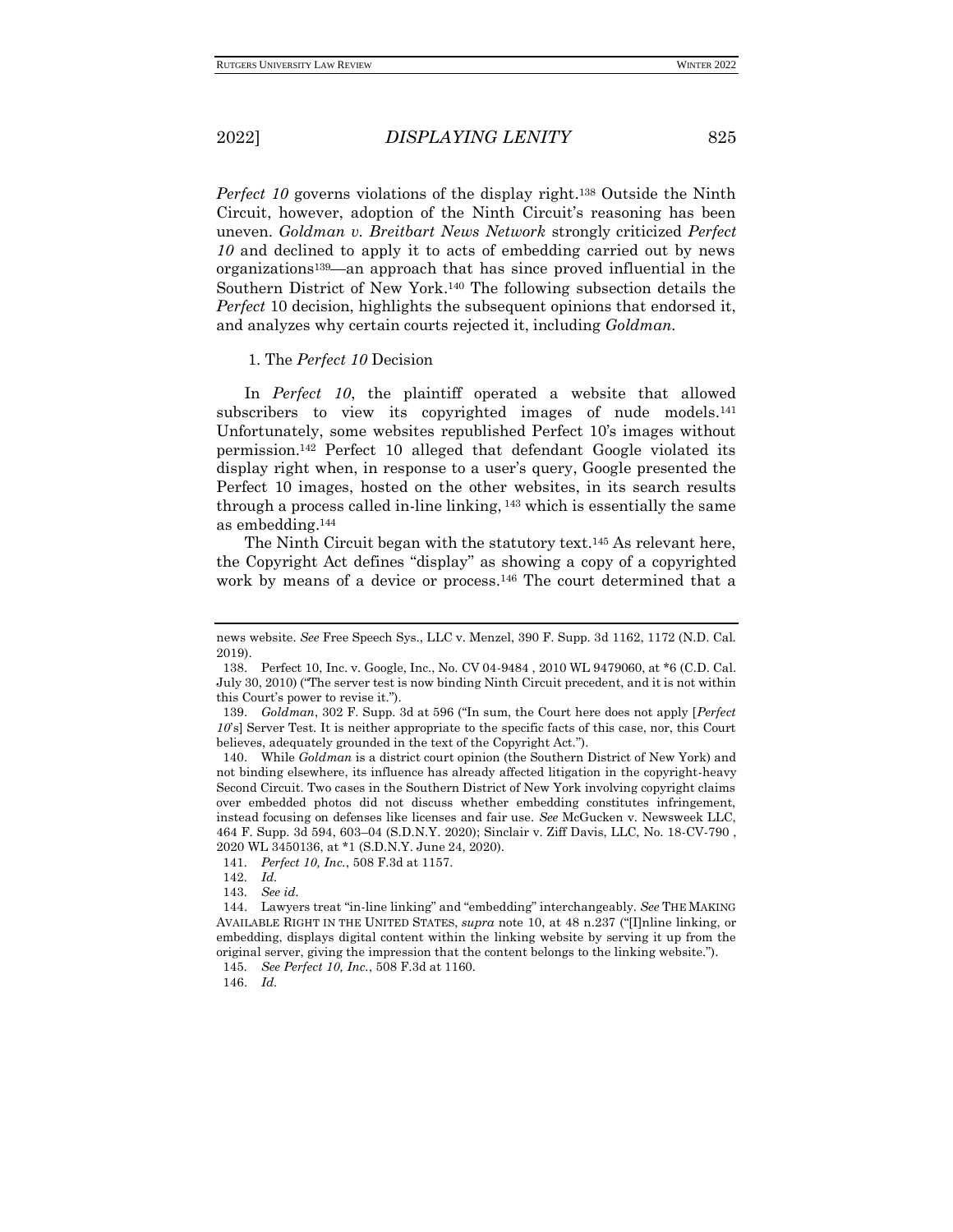*Perfect 10* governs violations of the display right.[138] Outside the Ninth Circuit, however, adoption of the Ninth Circuit's reasoning has been uneven. *Goldman v. Breitbart News Network* strongly criticized *Perfect 10* and declined to apply it to acts of embedding carried out by news organizations[139]—an approach that has since proved influential in the Southern District of New York.[140] The following subsection details the *Perfect* 10 decision, highlights the subsequent opinions that endorsed it, and analyzes why certain courts rejected it, including *Goldman.*

### 1. The *Perfect 10* Decision

In *Perfect 10*, the plaintiff operated a website that allowed subscribers to view its copyrighted images of nude models.[141] Unfortunately, some websites republished Perfect 10's images without permission.[142] Perfect 10 alleged that defendant Google violated its display right when, in response to a user's query, Google presented the Perfect 10 images, hosted on the other websites, in its search results through a process called in-line linking, [143] which is essentially the same as embedding.[144]

The Ninth Circuit began with the statutory text.[145] As relevant here, the Copyright Act defines "display" as showing a copy of a copyrighted work by means of a device or process.[146] The court determined that a

---

news website. *See* Free Speech Sys., LLC v. Menzel, 390 F. Supp. 3d 1162, 1172 (N.D. Cal. 2019).

138. Perfect 10, Inc. v. Google, Inc., No. CV 04-9484 , 2010 WL 9479060, at *6 (C.D. Cal. July 30, 2010) ("The server test is now binding Ninth Circuit precedent, and it is not within this Court's power to revise it.").

139. *Goldman*, 302 F. Supp. 3d at 596 ("In sum, the Court here does not apply [*Perfect 10*'s] Server Test. It is neither appropriate to the specific facts of this case, nor, this Court believes, adequately grounded in the text of the Copyright Act.").

140. While *Goldman* is a district court opinion (the Southern District of New York) and not binding elsewhere, its influence has already affected litigation in the copyright-heavy Second Circuit. Two cases in the Southern District of New York involving copyright claims over embedded photos did not discuss whether embedding constitutes infringement, instead focusing on defenses like licenses and fair use. *See* McGucken v. Newsweek LLC, 464 F. Supp. 3d 594, 603–04 (S.D.N.Y. 2020); Sinclair v. Ziff Davis, LLC, No. 18-CV-790 , 2020 WL 3450136, at *1 (S.D.N.Y. June 24, 2020).

141. *Perfect 10, Inc.*, 508 F.3d at 1157.

142. *Id.*

143. *See id.*

144. Lawyers treat "in-line linking" and "embedding" interchangeably. *See* THE MAKING AVAILABLE RIGHT IN THE UNITED STATES, *supra* note 10, at 48 n.237 ("[I]nline linking, or embedding, displays digital content within the linking website by serving it up from the original server, giving the impression that the content belongs to the linking website.").

145. *See Perfect 10, Inc.*, 508 F.3d at 1160.

146. *Id.*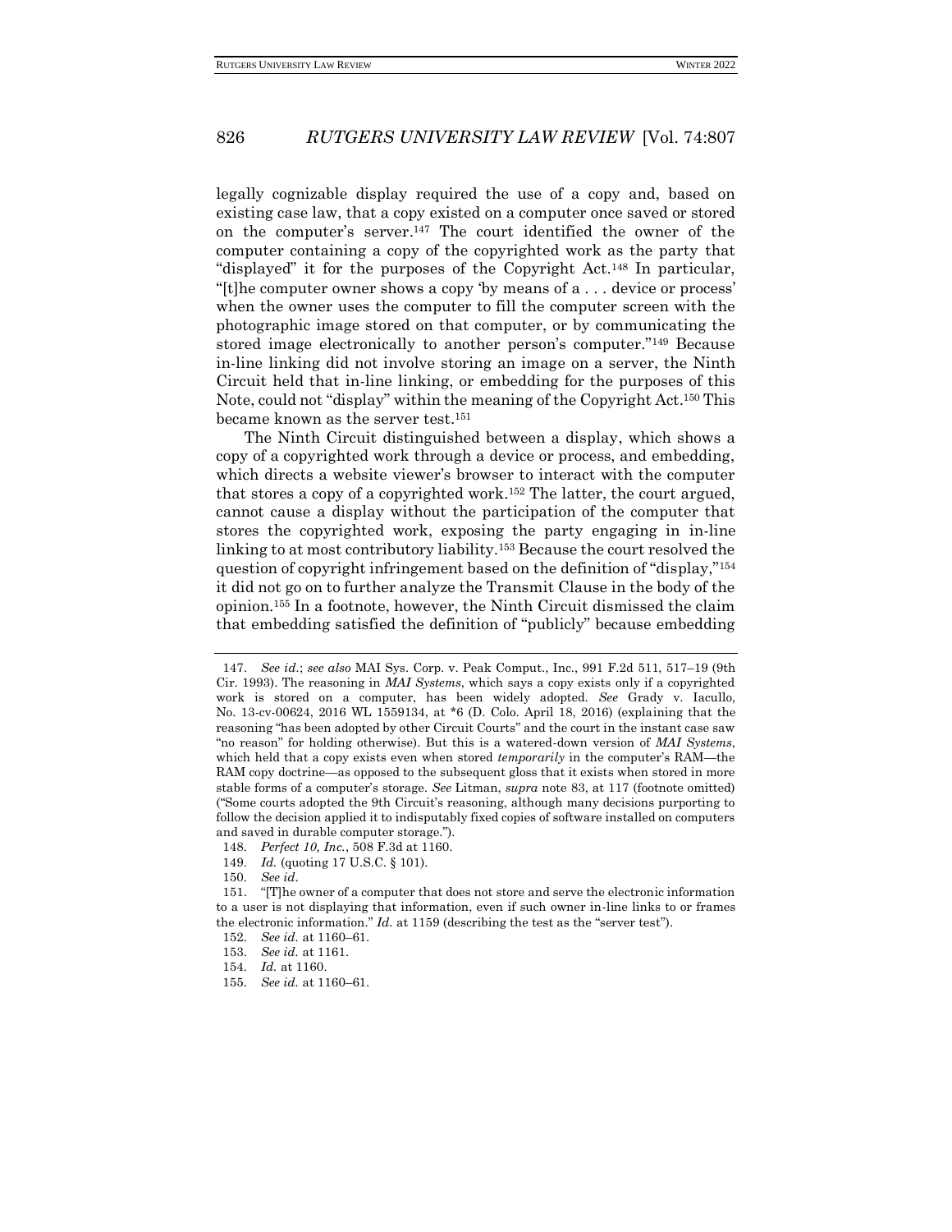legally cognizable display required the use of a copy and, based on existing case law, that a copy existed on a computer once saved or stored on the computer's server.[147] The court identified the owner of the computer containing a copy of the copyrighted work as the party that "displayed" it for the purposes of the Copyright Act.[148] In particular, "[t]he computer owner shows a copy 'by means of a . . . device or process' when the owner uses the computer to fill the computer screen with the photographic image stored on that computer, or by communicating the stored image electronically to another person's computer."[149] Because in-line linking did not involve storing an image on a server, the Ninth Circuit held that in-line linking, or embedding for the purposes of this Note, could not "display" within the meaning of the Copyright Act.[150] This became known as the server test.[151]

The Ninth Circuit distinguished between a display, which shows a copy of a copyrighted work through a device or process, and embedding, which directs a website viewer's browser to interact with the computer that stores a copy of a copyrighted work.[152] The latter, the court argued, cannot cause a display without the participation of the computer that stores the copyrighted work, exposing the party engaging in in-line linking to at most contributory liability.[153] Because the court resolved the question of copyright infringement based on the definition of "display,"[154] it did not go on to further analyze the Transmit Clause in the body of the opinion.[155] In a footnote, however, the Ninth Circuit dismissed the claim that embedding satisfied the definition of "publicly" because embedding

---

147. *See id.*; *see also* MAI Sys. Corp. v. Peak Comput., Inc., 991 F.2d 511, 517–19 (9th Cir. 1993). The reasoning in *MAI Systems*, which says a copy exists only if a copyrighted work is stored on a computer, has been widely adopted. *See* Grady v. Iacullo, No. 13-cv-00624, 2016 WL 1559134, at *6 (D. Colo. April 18, 2016) (explaining that the reasoning "has been adopted by other Circuit Courts" and the court in the instant case saw "no reason" for holding otherwise). But this is a watered-down version of *MAI Systems*, which held that a copy exists even when stored *temporarily* in the computer's RAM—the RAM copy doctrine—as opposed to the subsequent gloss that it exists when stored in more stable forms of a computer's storage. *See* Litman, *supra* note 83, at 117 (footnote omitted) ("Some courts adopted the 9th Circuit's reasoning, although many decisions purporting to follow the decision applied it to indisputably fixed copies of software installed on computers and saved in durable computer storage.").

148. *Perfect 10, Inc.*, 508 F.3d at 1160.

149. *Id.* (quoting 17 U.S.C. § 101).

150. *See id*.

151. "[T]he owner of a computer that does not store and serve the electronic information to a user is not displaying that information, even if such owner in-line links to or frames the electronic information." *Id.* at 1159 (describing the test as the "server test").

152. *See id.* at 1160–61.

153. *See id.* at 1161.

154. *Id.* at 1160.

155. *See id.* at 1160–61.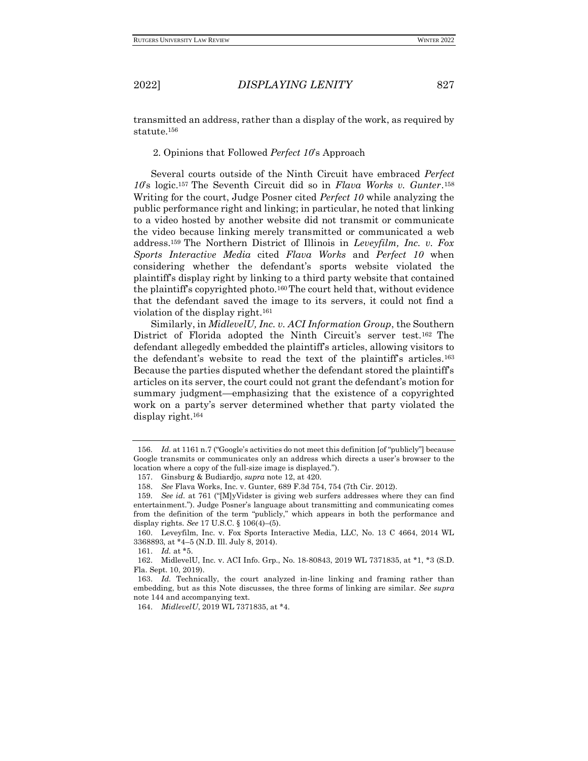transmitted an address, rather than a display of the work, as required by statute.[156]

### 2. Opinions that Followed *Perfect 10*'s Approach

Several courts outside of the Ninth Circuit have embraced *Perfect 10*'s logic.[157] The Seventh Circuit did so in *Flava Works v. Gunter*.[158] Writing for the court, Judge Posner cited *Perfect 10* while analyzing the public performance right and linking; in particular, he noted that linking to a video hosted by another website did not transmit or communicate the video because linking merely transmitted or communicated a web address.[159] The Northern District of Illinois in *Leveyfilm, Inc. v. Fox Sports Interactive Media* cited *Flava Works* and *Perfect 10* when considering whether the defendant's sports website violated the plaintiff's display right by linking to a third party website that contained the plaintiff's copyrighted photo.[160] The court held that, without evidence that the defendant saved the image to its servers, it could not find a violation of the display right.[161]

Similarly, in *MidlevelU, Inc. v. ACI Information Group*, the Southern District of Florida adopted the Ninth Circuit's server test.[162] The defendant allegedly embedded the plaintiff's articles, allowing visitors to the defendant's website to read the text of the plaintiff's articles.[163] Because the parties disputed whether the defendant stored the plaintiff's articles on its server, the court could not grant the defendant's motion for summary judgment—emphasizing that the existence of a copyrighted work on a party's server determined whether that party violated the display right.[164]

---

156. *Id.* at 1161 n.7 ("Google's activities do not meet this definition [of "publicly"] because Google transmits or communicates only an address which directs a user's browser to the location where a copy of the full-size image is displayed.").

157. Ginsburg & Budiardjo, *supra* note 12, at 420.

158. *See* Flava Works, Inc. v. Gunter, 689 F.3d 754, 754 (7th Cir. 2012).

159. *See id.* at 761 ("[M]yVidster is giving web surfers addresses where they can find entertainment."). Judge Posner's language about transmitting and communicating comes from the definition of the term "publicly," which appears in both the performance and display rights. *See* 17 U.S.C. § 106(4)–(5).

160. Leveyfilm, Inc. v. Fox Sports Interactive Media, LLC, No. 13 C 4664, 2014 WL 3368893, at *4–5 (N.D. Ill. July 8, 2014).

161. *Id.* at *5.

162. MidlevelU, Inc. v. ACI Info. Grp., No. 18-80843, 2019 WL 7371835, at *1, *3 (S.D. Fla. Sept. 10, 2019).

163. *Id.* Technically, the court analyzed in-line linking and framing rather than embedding, but as this Note discusses, the three forms of linking are similar. *See supra* note 144 and accompanying text.

164. *MidlevelU*, 2019 WL 7371835, at *4.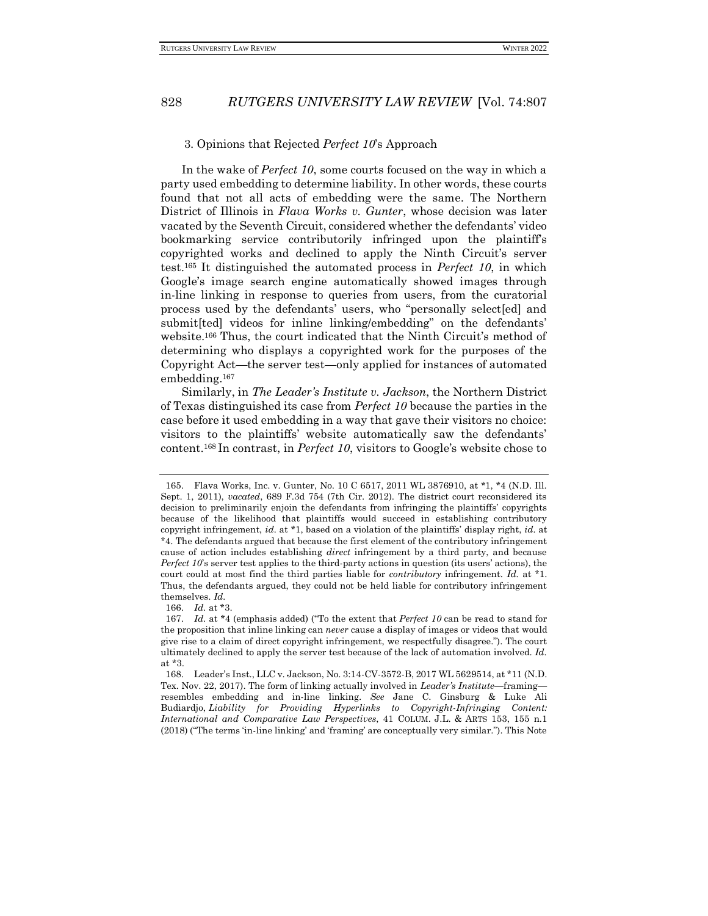### 3. Opinions that Rejected *Perfect 10*'s Approach

In the wake of *Perfect 10*, some courts focused on the way in which a party used embedding to determine liability. In other words, these courts found that not all acts of embedding were the same. The Northern District of Illinois in *Flava Works v. Gunter*, whose decision was later vacated by the Seventh Circuit, considered whether the defendants' video bookmarking service contributorily infringed upon the plaintiff's copyrighted works and declined to apply the Ninth Circuit's server test.[165] It distinguished the automated process in *Perfect 10*, in which Google's image search engine automatically showed images through in-line linking in response to queries from users, from the curatorial process used by the defendants' users, who "personally select[ed] and submit[ted] videos for inline linking/embedding" on the defendants' website.[166] Thus, the court indicated that the Ninth Circuit's method of determining who displays a copyrighted work for the purposes of the Copyright Act—the server test—only applied for instances of automated embedding.[167]

Similarly, in *The Leader's Institute v. Jackson*, the Northern District of Texas distinguished its case from *Perfect 10* because the parties in the case before it used embedding in a way that gave their visitors no choice: visitors to the plaintiffs' website automatically saw the defendants' content.[168] In contrast, in *Perfect 10*, visitors to Google's website chose to

---

165. Flava Works, Inc. v. Gunter, No. 10 C 6517, 2011 WL 3876910, at *1, *4 (N.D. Ill. Sept. 1, 2011), *vacated*, 689 F.3d 754 (7th Cir. 2012). The district court reconsidered its decision to preliminarily enjoin the defendants from infringing the plaintiffs' copyrights because of the likelihood that plaintiffs would succeed in establishing contributory copyright infringement, *id.* at *1, based on a violation of the plaintiffs' display right, *id.* at *4. The defendants argued that because the first element of the contributory infringement cause of action includes establishing *direct* infringement by a third party, and because *Perfect 10*'s server test applies to the third-party actions in question (its users' actions), the court could at most find the third parties liable for *contributory* infringement. *Id.* at *1. Thus, the defendants argued, they could not be held liable for contributory infringement themselves. *Id.*

166. *Id.* at *3.

167. *Id.* at *4 (emphasis added) ("To the extent that *Perfect 10* can be read to stand for the proposition that inline linking can *never* cause a display of images or videos that would give rise to a claim of direct copyright infringement, we respectfully disagree."). The court ultimately declined to apply the server test because of the lack of automation involved. *Id.* at *3.

168. Leader's Inst., LLC v. Jackson, No. 3:14-CV-3572-B, 2017 WL 5629514, at *11 (N.D. Tex. Nov. 22, 2017). The form of linking actually involved in *Leader's Institute*—framing—resembles embedding and in-line linking. *See* Jane C. Ginsburg & Luke Ali Budiardjo, *Liability for Providing Hyperlinks to Copyright-Infringing Content: International and Comparative Law Perspectives*, 41 COLUM. J.L. & ARTS 153, 155 n.1 (2018) ("The terms 'in-line linking' and 'framing' are conceptually very similar."). This Note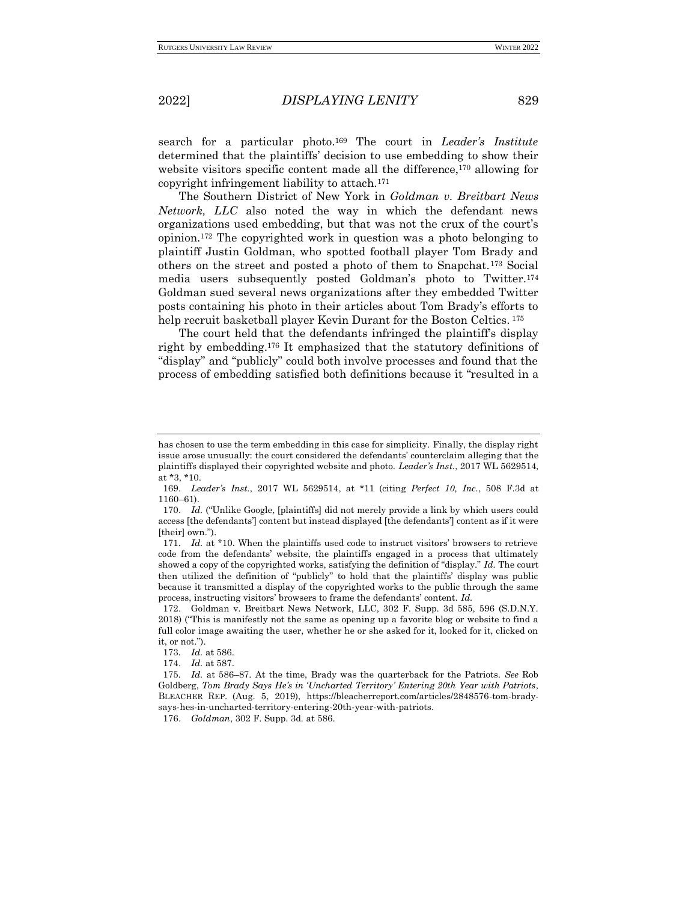search for a particular photo.[169] The court in *Leader's Institute* determined that the plaintiffs' decision to use embedding to show their website visitors specific content made all the difference,[170] allowing for copyright infringement liability to attach.[171]

The Southern District of New York in *Goldman v. Breitbart News Network, LLC* also noted the way in which the defendant news organizations used embedding, but that was not the crux of the court's opinion.[172] The copyrighted work in question was a photo belonging to plaintiff Justin Goldman, who spotted football player Tom Brady and others on the street and posted a photo of them to Snapchat.[173] Social media users subsequently posted Goldman's photo to Twitter.[174] Goldman sued several news organizations after they embedded Twitter posts containing his photo in their articles about Tom Brady's efforts to help recruit basketball player Kevin Durant for the Boston Celtics.[175]

The court held that the defendants infringed the plaintiff's display right by embedding.[176] It emphasized that the statutory definitions of "display" and "publicly" could both involve processes and found that the process of embedding satisfied both definitions because it "resulted in a

---

has chosen to use the term embedding in this case for simplicity. Finally, the display right issue arose unusually: the court considered the defendants' counterclaim alleging that the plaintiffs displayed their copyrighted website and photo. *Leader's Inst.*, 2017 WL 5629514, at \*3, \*10.

169. *Leader's Inst.*, 2017 WL 5629514, at \*11 (citing *Perfect 10, Inc.*, 508 F.3d at 1160–61).

170. *Id.* ("Unlike Google, [plaintiffs] did not merely provide a link by which users could access [the defendants'] content but instead displayed [the defendants'] content as if it were [their] own.").

171. *Id.* at \*10. When the plaintiffs used code to instruct visitors' browsers to retrieve code from the defendants' website, the plaintiffs engaged in a process that ultimately showed a copy of the copyrighted works, satisfying the definition of "display." *Id.* The court then utilized the definition of "publicly" to hold that the plaintiffs' display was public because it transmitted a display of the copyrighted works to the public through the same process, instructing visitors' browsers to frame the defendants' content. *Id.*

172. Goldman v. Breitbart News Network, LLC, 302 F. Supp. 3d 585, 596 (S.D.N.Y. 2018) ("This is manifestly not the same as opening up a favorite blog or website to find a full color image awaiting the user, whether he or she asked for it, looked for it, clicked on it, or not.").

173. *Id.* at 586.

174. *Id.* at 587.

175. *Id.* at 586–87. At the time, Brady was the quarterback for the Patriots. *See* Rob Goldberg, *Tom Brady Says He's in 'Uncharted Territory' Entering 20th Year with Patriots*, BLEACHER REP. (Aug. 5, 2019), https://bleacherreport.com/articles/2848576-tom-brady-says-hes-in-uncharted-territory-entering-20th-year-with-patriots.

176. *Goldman*, 302 F. Supp. 3d. at 586.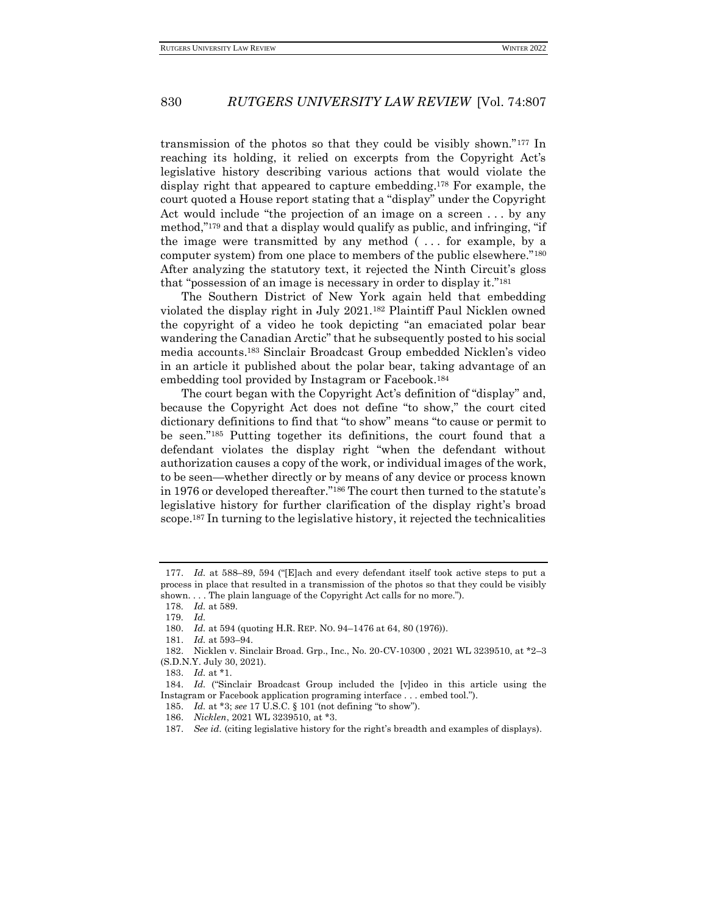transmission of the photos so that they could be visibly shown."[177] In reaching its holding, it relied on excerpts from the Copyright Act's legislative history describing various actions that would violate the display right that appeared to capture embedding.[178] For example, the court quoted a House report stating that a "display" under the Copyright Act would include "the projection of an image on a screen . . . by any method,"[179] and that a display would qualify as public, and infringing, "if the image were transmitted by any method ( . . . for example, by a computer system) from one place to members of the public elsewhere."[180] After analyzing the statutory text, it rejected the Ninth Circuit's gloss that "possession of an image is necessary in order to display it."[181]

The Southern District of New York again held that embedding violated the display right in July 2021.[182] Plaintiff Paul Nicklen owned the copyright of a video he took depicting "an emaciated polar bear wandering the Canadian Arctic" that he subsequently posted to his social media accounts.[183] Sinclair Broadcast Group embedded Nicklen's video in an article it published about the polar bear, taking advantage of an embedding tool provided by Instagram or Facebook.[184]

The court began with the Copyright Act's definition of "display" and, because the Copyright Act does not define "to show," the court cited dictionary definitions to find that "to show" means "to cause or permit to be seen."[185] Putting together its definitions, the court found that a defendant violates the display right "when the defendant without authorization causes a copy of the work, or individual images of the work, to be seen—whether directly or by means of any device or process known in 1976 or developed thereafter."[186] The court then turned to the statute's legislative history for further clarification of the display right's broad scope.[187] In turning to the legislative history, it rejected the technicalities

---

177. *Id.* at 588–89, 594 ("[E]ach and every defendant itself took active steps to put a process in place that resulted in a transmission of the photos so that they could be visibly shown. . . . The plain language of the Copyright Act calls for no more.").

178. *Id.* at 589.

179. *Id.*

180. *Id.* at 594 (quoting H.R. REP. NO. 94–1476 at 64, 80 (1976)).

181. *Id.* at 593–94.

182. Nicklen v. Sinclair Broad. Grp., Inc., No. 20-CV-10300 , 2021 WL 3239510, at *2–3 (S.D.N.Y. July 30, 2021).

183. *Id.* at *1.

184. *Id.* ("Sinclair Broadcast Group included the [v]ideo in this article using the Instagram or Facebook application programing interface . . . embed tool.").

185. *Id.* at *3; *see* 17 U.S.C. § 101 (not defining "to show").

186. *Nicklen*, 2021 WL 3239510, at *3.

187. *See id.* (citing legislative history for the right's breadth and examples of displays).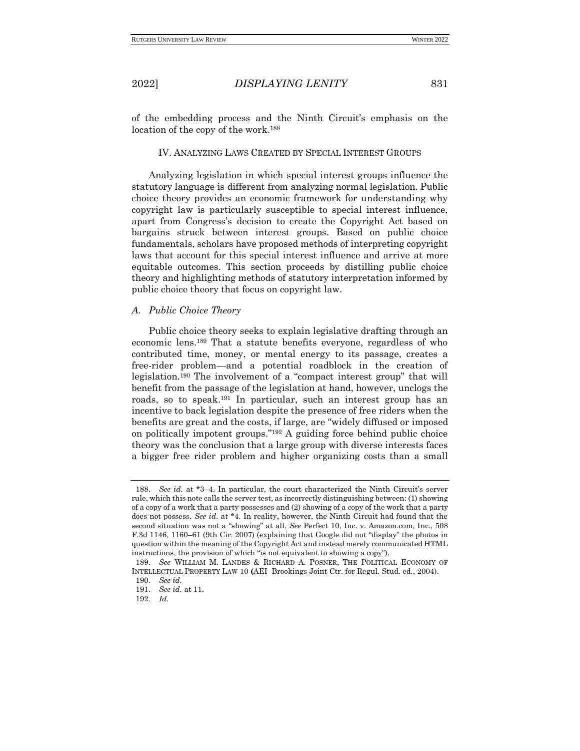of the embedding process and the Ninth Circuit's emphasis on the location of the copy of the work.[188]

## IV. ANALYZING LAWS CREATED BY SPECIAL INTEREST GROUPS

Analyzing legislation in which special interest groups influence the statutory language is different from analyzing normal legislation. Public choice theory provides an economic framework for understanding why copyright law is particularly susceptible to special interest influence, apart from Congress's decision to create the Copyright Act based on bargains struck between interest groups. Based on public choice fundamentals, scholars have proposed methods of interpreting copyright laws that account for this special interest influence and arrive at more equitable outcomes. This section proceeds by distilling public choice theory and highlighting methods of statutory interpretation informed by public choice theory that focus on copyright law.

### *A. Public Choice Theory*

Public choice theory seeks to explain legislative drafting through an economic lens.[189] That a statute benefits everyone, regardless of who contributed time, money, or mental energy to its passage, creates a free-rider problem—and a potential roadblock in the creation of legislation.[190] The involvement of a "compact interest group" that will benefit from the passage of the legislation at hand, however, unclogs the roads, so to speak.[191] In particular, such an interest group has an incentive to back legislation despite the presence of free riders when the benefits are great and the costs, if large, are "widely diffused or imposed on politically impotent groups."[192] A guiding force behind public choice theory was the conclusion that a large group with diverse interests faces a bigger free rider problem and higher organizing costs than a small

---

188. *See id.* at *3–4. In particular, the court characterized the Ninth Circuit's server rule, which this note calls the server test, as incorrectly distinguishing between: (1) showing of a copy of a work that a party possesses and (2) showing of a copy of the work that a party does not possess. *See id.* at *4. In reality, however, the Ninth Circuit had found that the second situation was not a "showing" at all. *See* Perfect 10, Inc. v. Amazon.com, Inc., 508 F.3d 1146, 1160–61 (9th Cir. 2007) (explaining that Google did not "display" the photos in question within the meaning of the Copyright Act and instead merely communicated HTML instructions, the provision of which "is not equivalent to showing a copy").

189. *See* WILLIAM M. LANDES & RICHARD A. POSNER, THE POLITICAL ECONOMY OF INTELLECTUAL PROPERTY LAW 10 (AEI–Brookings Joint Ctr. for Regul. Stud. ed., 2004).

190. *See id.*

191. *See id.* at 11.

192. *Id.*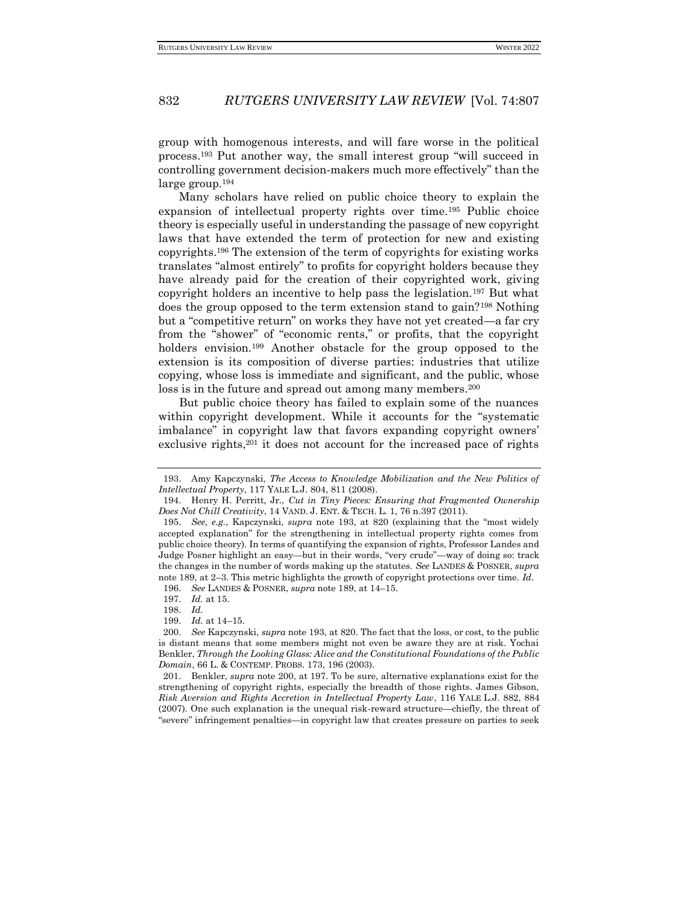group with homogenous interests, and will fare worse in the political process.[193] Put another way, the small interest group "will succeed in controlling government decision-makers much more effectively" than the large group.[194]

Many scholars have relied on public choice theory to explain the expansion of intellectual property rights over time.[195] Public choice theory is especially useful in understanding the passage of new copyright laws that have extended the term of protection for new and existing copyrights.[196] The extension of the term of copyrights for existing works translates "almost entirely" to profits for copyright holders because they have already paid for the creation of their copyrighted work, giving copyright holders an incentive to help pass the legislation.[197] But what does the group opposed to the term extension stand to gain?[198] Nothing but a "competitive return" on works they have not yet created—a far cry from the "shower" of "economic rents," or profits, that the copyright holders envision.[199] Another obstacle for the group opposed to the extension is its composition of diverse parties: industries that utilize copying, whose loss is immediate and significant, and the public, whose loss is in the future and spread out among many members.[200]

But public choice theory has failed to explain some of the nuances within copyright development. While it accounts for the "systematic imbalance" in copyright law that favors expanding copyright owners' exclusive rights,[201] it does not account for the increased pace of rights

---

193. Amy Kapczynski, *The Access to Knowledge Mobilization and the New Politics of Intellectual Property*, 117 YALE L.J. 804, 811 (2008).

194. Henry H. Perritt, Jr., *Cut in Tiny Pieces: Ensuring that Fragmented Ownership Does Not Chill Creativity*, 14 VAND. J. ENT. & TECH. L. 1, 76 n.397 (2011).

195. *See, e.g.*, Kapczynski, *supra* note 193, at 820 (explaining that the "most widely accepted explanation" for the strengthening in intellectual property rights comes from public choice theory). In terms of quantifying the expansion of rights, Professor Landes and Judge Posner highlight an easy—but in their words, "very crude"—way of doing so: track the changes in the number of words making up the statutes. *See* LANDES & POSNER, *supra* note 189, at 2–3. This metric highlights the growth of copyright protections over time. *Id.*

196. *See* LANDES & POSNER, *supra* note 189, at 14–15.

197. *Id.* at 15.

198. *Id.*

199. *Id.* at 14–15.

200. *See* Kapczynski, *supra* note 193, at 820. The fact that the loss, or cost, to the public is distant means that some members might not even be aware they are at risk. Yochai Benkler, *Through the Looking Glass: Alice and the Constitutional Foundations of the Public Domain*, 66 L. & CONTEMP. PROBS. 173, 196 (2003).

201. Benkler, *supra* note 200, at 197. To be sure, alternative explanations exist for the strengthening of copyright rights, especially the breadth of those rights. James Gibson, *Risk Aversion and Rights Accretion in Intellectual Property Law*, 116 YALE L.J. 882, 884 (2007). One such explanation is the unequal risk-reward structure—chiefly, the threat of "severe" infringement penalties—in copyright law that creates pressure on parties to seek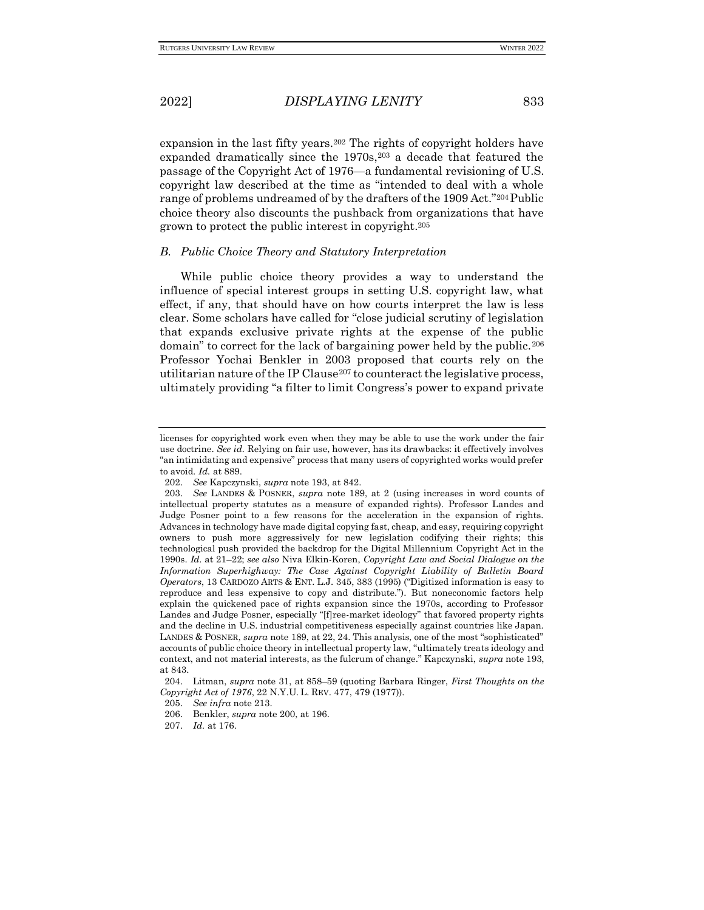expansion in the last fifty years.[202] The rights of copyright holders have expanded dramatically since the 1970s,[203] a decade that featured the passage of the Copyright Act of 1976—a fundamental revisioning of U.S. copyright law described at the time as "intended to deal with a whole range of problems undreamed of by the drafters of the 1909 Act."[204] Public choice theory also discounts the pushback from organizations that have grown to protect the public interest in copyright.[205]

### *B. Public Choice Theory and Statutory Interpretation*

While public choice theory provides a way to understand the influence of special interest groups in setting U.S. copyright law, what effect, if any, that should have on how courts interpret the law is less clear. Some scholars have called for "close judicial scrutiny of legislation that expands exclusive private rights at the expense of the public domain" to correct for the lack of bargaining power held by the public.[206] Professor Yochai Benkler in 2003 proposed that courts rely on the utilitarian nature of the IP Clause[207] to counteract the legislative process, ultimately providing "a filter to limit Congress's power to expand private

---

licenses for copyrighted work even when they may be able to use the work under the fair use doctrine. *See id.* Relying on fair use, however, has its drawbacks: it effectively involves "an intimidating and expensive" process that many users of copyrighted works would prefer to avoid. *Id.* at 889.

202. *See* Kapczynski, *supra* note 193, at 842.

203. *See* LANDES & POSNER, *supra* note 189, at 2 (using increases in word counts of intellectual property statutes as a measure of expanded rights). Professor Landes and Judge Posner point to a few reasons for the acceleration in the expansion of rights. Advances in technology have made digital copying fast, cheap, and easy, requiring copyright owners to push more aggressively for new legislation codifying their rights; this technological push provided the backdrop for the Digital Millennium Copyright Act in the 1990s. *Id.* at 21–22; *see also* Niva Elkin-Koren, *Copyright Law and Social Dialogue on the Information Superhighway: The Case Against Copyright Liability of Bulletin Board Operators*, 13 CARDOZO ARTS & ENT. L.J. 345, 383 (1995) ("Digitized information is easy to reproduce and less expensive to copy and distribute."). But noneconomic factors help explain the quickened pace of rights expansion since the 1970s, according to Professor Landes and Judge Posner, especially "[f]ree-market ideology" that favored property rights and the decline in U.S. industrial competitiveness especially against countries like Japan. LANDES & POSNER, *supra* note 189, at 22, 24. This analysis, one of the most "sophisticated" accounts of public choice theory in intellectual property law, "ultimately treats ideology and context, and not material interests, as the fulcrum of change." Kapczynski, *supra* note 193, at 843.

204. Litman, *supra* note 31, at 858–59 (quoting Barbara Ringer, *First Thoughts on the Copyright Act of 1976*, 22 N.Y.U. L. REV. 477, 479 (1977)).

205. *See infra* note 213.

206. Benkler, *supra* note 200, at 196.

207. *Id.* at 176.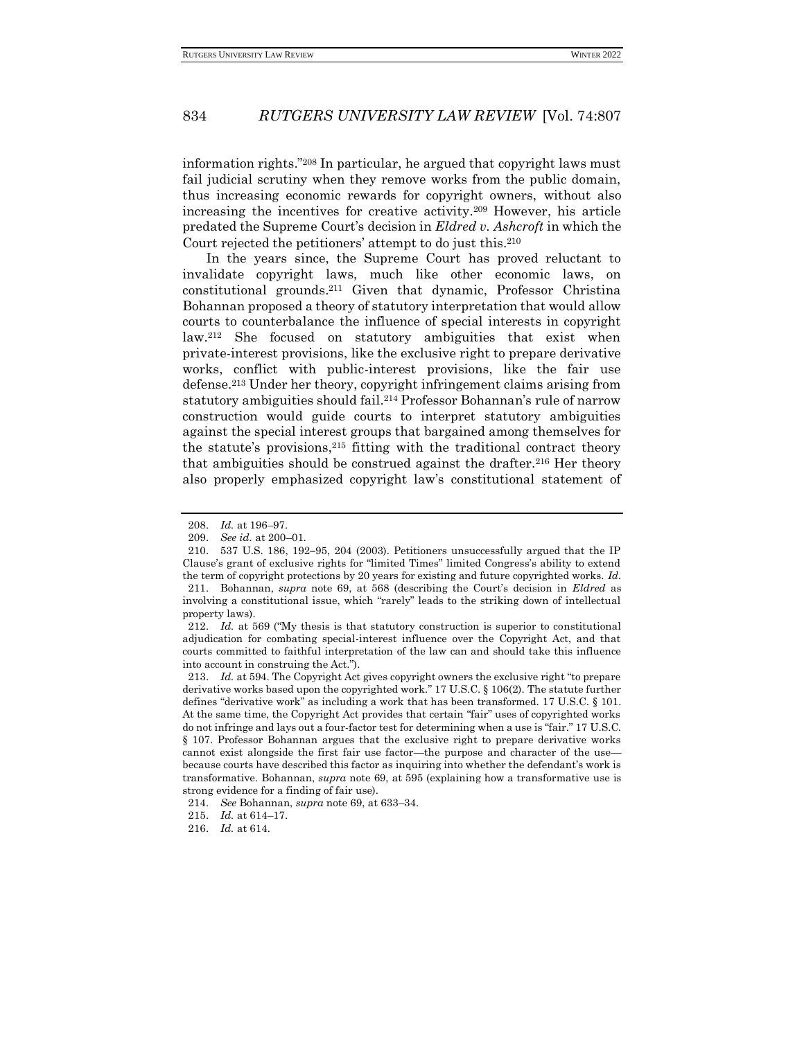information rights."[208] In particular, he argued that copyright laws must fail judicial scrutiny when they remove works from the public domain, thus increasing economic rewards for copyright owners, without also increasing the incentives for creative activity.[209] However, his article predated the Supreme Court's decision in *Eldred v. Ashcroft* in which the Court rejected the petitioners' attempt to do just this.[210]

In the years since, the Supreme Court has proved reluctant to invalidate copyright laws, much like other economic laws, on constitutional grounds.[211] Given that dynamic, Professor Christina Bohannan proposed a theory of statutory interpretation that would allow courts to counterbalance the influence of special interests in copyright law.[212] She focused on statutory ambiguities that exist when private-interest provisions, like the exclusive right to prepare derivative works, conflict with public-interest provisions, like the fair use defense.[213] Under her theory, copyright infringement claims arising from statutory ambiguities should fail.[214] Professor Bohannan's rule of narrow construction would guide courts to interpret statutory ambiguities against the special interest groups that bargained among themselves for the statute's provisions,[215] fitting with the traditional contract theory that ambiguities should be construed against the drafter.[216] Her theory also properly emphasized copyright law's constitutional statement of

---

208. *Id.* at 196–97.

209. *See id.* at 200–01.

210. 537 U.S. 186, 192–95, 204 (2003). Petitioners unsuccessfully argued that the IP Clause's grant of exclusive rights for "limited Times" limited Congress's ability to extend the term of copyright protections by 20 years for existing and future copyrighted works. *Id.*

211. Bohannan, *supra* note 69, at 568 (describing the Court's decision in *Eldred* as involving a constitutional issue, which "rarely" leads to the striking down of intellectual property laws).

212. *Id.* at 569 ("My thesis is that statutory construction is superior to constitutional adjudication for combating special-interest influence over the Copyright Act, and that courts committed to faithful interpretation of the law can and should take this influence into account in construing the Act.").

213. *Id.* at 594. The Copyright Act gives copyright owners the exclusive right "to prepare derivative works based upon the copyrighted work." 17 U.S.C. § 106(2). The statute further defines "derivative work" as including a work that has been transformed. 17 U.S.C. § 101. At the same time, the Copyright Act provides that certain "fair" uses of copyrighted works do not infringe and lays out a four-factor test for determining when a use is "fair." 17 U.S.C. § 107. Professor Bohannan argues that the exclusive right to prepare derivative works cannot exist alongside the first fair use factor—the purpose and character of the use—because courts have described this factor as inquiring into whether the defendant's work is transformative. Bohannan, *supra* note 69, at 595 (explaining how a transformative use is strong evidence for a finding of fair use).

214. *See* Bohannan, *supra* note 69, at 633–34.

215. *Id.* at 614–17.

216. *Id.* at 614.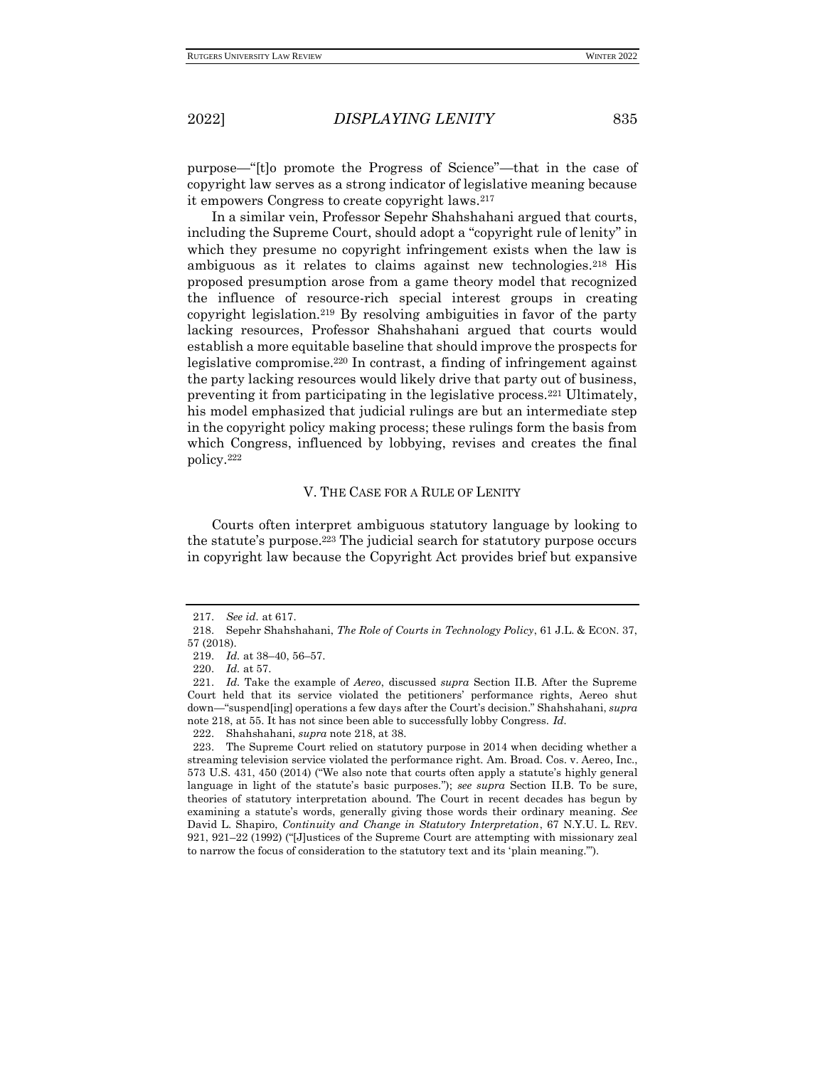purpose—"[t]o promote the Progress of Science"—that in the case of copyright law serves as a strong indicator of legislative meaning because it empowers Congress to create copyright laws.[217]

In a similar vein, Professor Sepehr Shahshahani argued that courts, including the Supreme Court, should adopt a "copyright rule of lenity" in which they presume no copyright infringement exists when the law is ambiguous as it relates to claims against new technologies.[218] His proposed presumption arose from a game theory model that recognized the influence of resource-rich special interest groups in creating copyright legislation.[219] By resolving ambiguities in favor of the party lacking resources, Professor Shahshahani argued that courts would establish a more equitable baseline that should improve the prospects for legislative compromise.[220] In contrast, a finding of infringement against the party lacking resources would likely drive that party out of business, preventing it from participating in the legislative process.[221] Ultimately, his model emphasized that judicial rulings are but an intermediate step in the copyright policy making process; these rulings form the basis from which Congress, influenced by lobbying, revises and creates the final policy.[222]

## V. THE CASE FOR A RULE OF LENITY

Courts often interpret ambiguous statutory language by looking to the statute's purpose.[223] The judicial search for statutory purpose occurs in copyright law because the Copyright Act provides brief but expansive

---

217. *See id.* at 617.

218. Sepehr Shahshahani, *The Role of Courts in Technology Policy*, 61 J.L. & ECON. 37, 57 (2018).

219. *Id.* at 38–40, 56–57.

220. *Id.* at 57.

221. *Id.* Take the example of *Aereo*, discussed *supra* Section II.B. After the Supreme Court held that its service violated the petitioners' performance rights, Aereo shut down—"suspend[ing] operations a few days after the Court's decision." Shahshahani, *supra* note 218, at 55. It has not since been able to successfully lobby Congress. *Id.*

222. Shahshahani, *supra* note 218, at 38.

223. The Supreme Court relied on statutory purpose in 2014 when deciding whether a streaming television service violated the performance right. Am. Broad. Cos. v. Aereo, Inc., 573 U.S. 431, 450 (2014) ("We also note that courts often apply a statute's highly general language in light of the statute's basic purposes."); *see supra* Section II.B. To be sure, theories of statutory interpretation abound. The Court in recent decades has begun by examining a statute's words, generally giving those words their ordinary meaning. *See* David L. Shapiro, *Continuity and Change in Statutory Interpretation*, 67 N.Y.U. L. REV. 921, 921–22 (1992) ("[J]ustices of the Supreme Court are attempting with missionary zeal to narrow the focus of consideration to the statutory text and its 'plain meaning.'").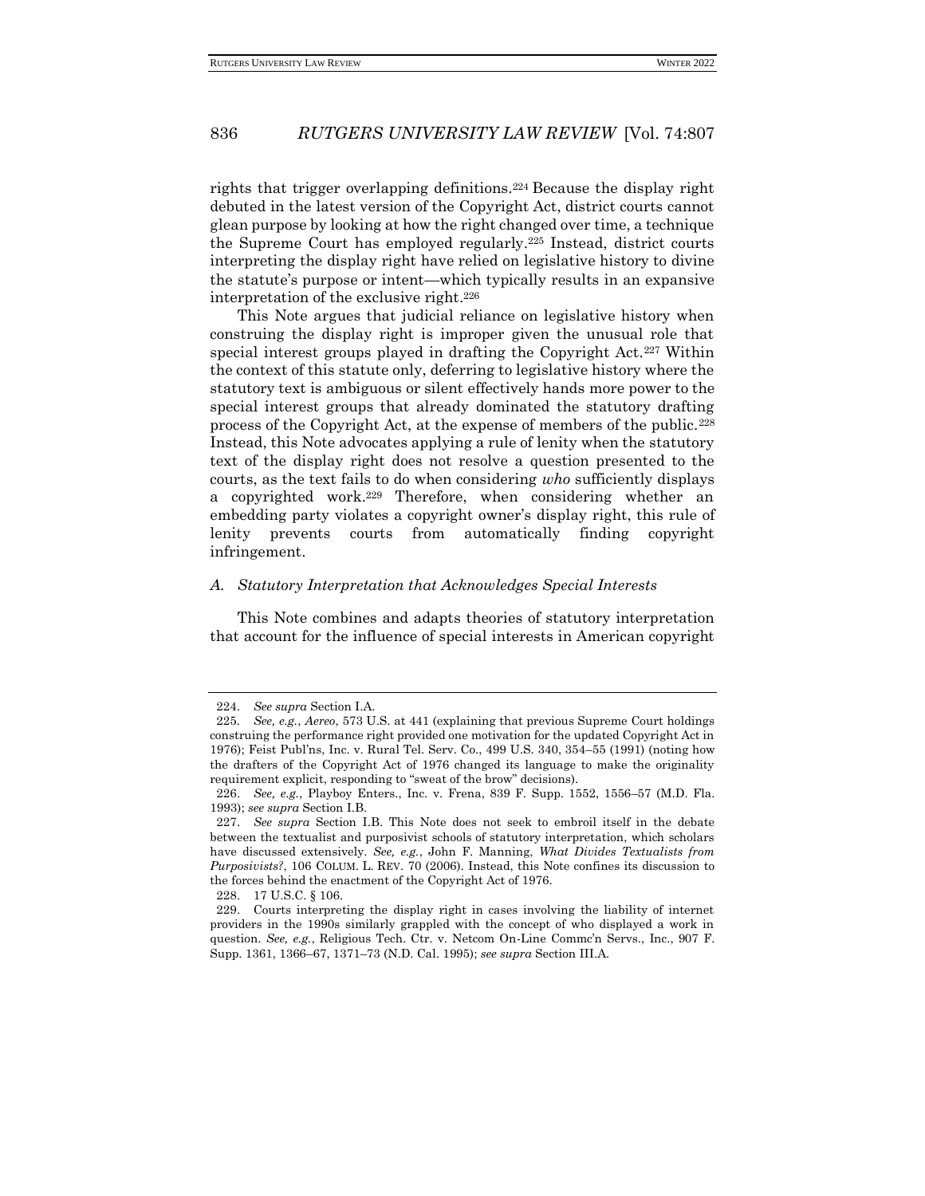rights that trigger overlapping definitions.[224] Because the display right debuted in the latest version of the Copyright Act, district courts cannot glean purpose by looking at how the right changed over time, a technique the Supreme Court has employed regularly.[225] Instead, district courts interpreting the display right have relied on legislative history to divine the statute's purpose or intent—which typically results in an expansive interpretation of the exclusive right.[226]

This Note argues that judicial reliance on legislative history when construing the display right is improper given the unusual role that special interest groups played in drafting the Copyright Act.[227] Within the context of this statute only, deferring to legislative history where the statutory text is ambiguous or silent effectively hands more power to the special interest groups that already dominated the statutory drafting process of the Copyright Act, at the expense of members of the public.[228] Instead, this Note advocates applying a rule of lenity when the statutory text of the display right does not resolve a question presented to the courts, as the text fails to do when considering *who* sufficiently displays a copyrighted work.[229] Therefore, when considering whether an embedding party violates a copyright owner's display right, this rule of lenity prevents courts from automatically finding copyright infringement.

### *A. Statutory Interpretation that Acknowledges Special Interests*

This Note combines and adapts theories of statutory interpretation that account for the influence of special interests in American copyright

---

224. *See supra* Section I.A.

225. *See, e.g.*, *Aereo*, 573 U.S. at 441 (explaining that previous Supreme Court holdings construing the performance right provided one motivation for the updated Copyright Act in 1976); Feist Publ'ns, Inc. v. Rural Tel. Serv. Co., 499 U.S. 340, 354–55 (1991) (noting how the drafters of the Copyright Act of 1976 changed its language to make the originality requirement explicit, responding to "sweat of the brow" decisions).

226. *See, e.g.*, Playboy Enters., Inc. v. Frena, 839 F. Supp. 1552, 1556–57 (M.D. Fla. 1993); *see supra* Section I.B.

227. *See supra* Section I.B. This Note does not seek to embroil itself in the debate between the textualist and purposivist schools of statutory interpretation, which scholars have discussed extensively. *See, e.g.*, John F. Manning, *What Divides Textualists from Purposivists?*, 106 COLUM. L. REV. 70 (2006). Instead, this Note confines its discussion to the forces behind the enactment of the Copyright Act of 1976.

228. 17 U.S.C. § 106.

229. Courts interpreting the display right in cases involving the liability of internet providers in the 1990s similarly grappled with the concept of who displayed a work in question. *See, e.g.*, Religious Tech. Ctr. v. Netcom On-Line Commc'n Servs., Inc., 907 F. Supp. 1361, 1366–67, 1371–73 (N.D. Cal. 1995); *see supra* Section III.A.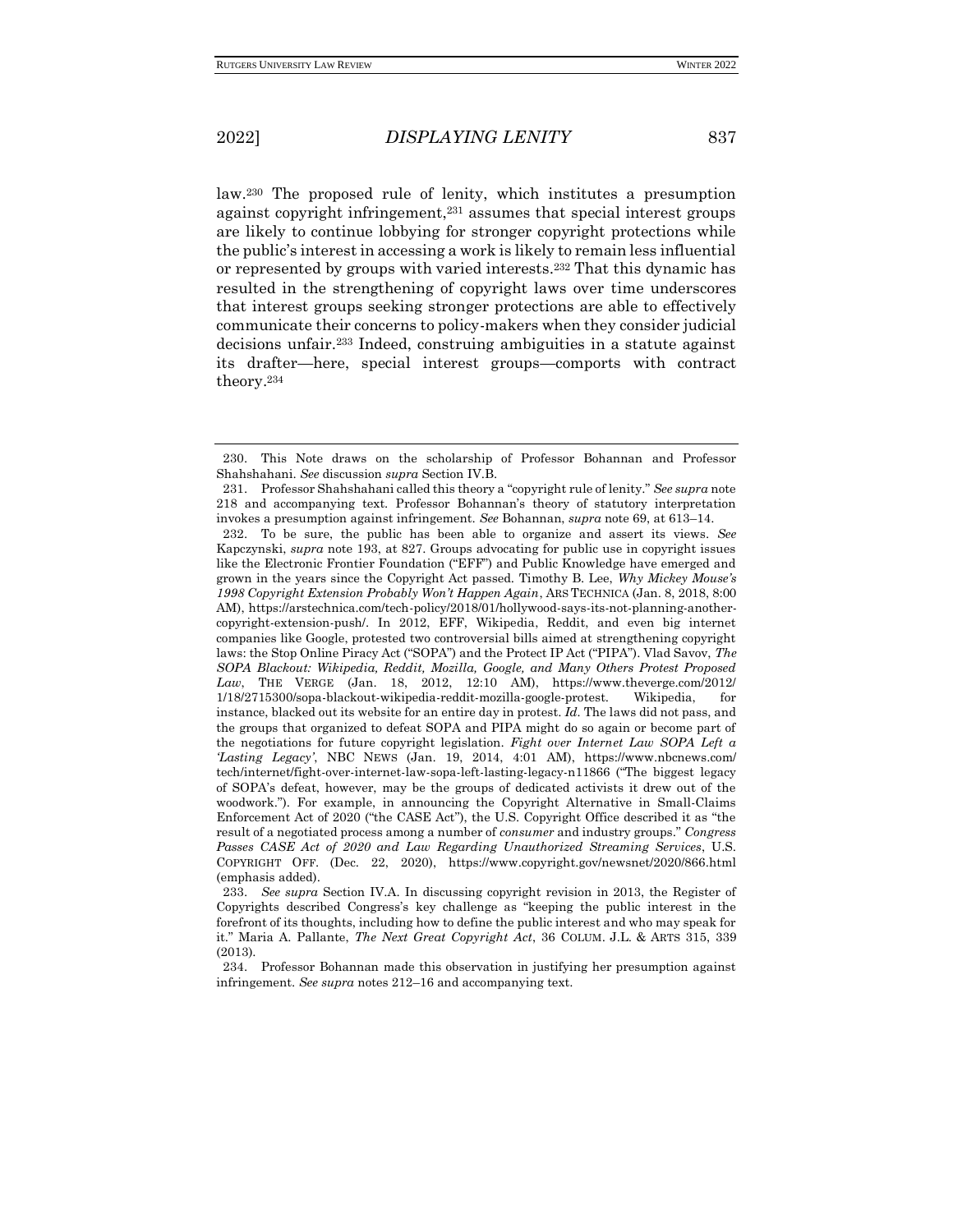law.[230] The proposed rule of lenity, which institutes a presumption against copyright infringement,[231] assumes that special interest groups are likely to continue lobbying for stronger copyright protections while the public's interest in accessing a work is likely to remain less influential or represented by groups with varied interests.[232] That this dynamic has resulted in the strengthening of copyright laws over time underscores that interest groups seeking stronger protections are able to effectively communicate their concerns to policy-makers when they consider judicial decisions unfair.[233] Indeed, construing ambiguities in a statute against its drafter—here, special interest groups—comports with contract theory.[234]

---

230. This Note draws on the scholarship of Professor Bohannan and Professor Shahshahani. *See* discussion *supra* Section IV.B.

231. Professor Shahshahani called this theory a "copyright rule of lenity." *See supra* note 218 and accompanying text. Professor Bohannan's theory of statutory interpretation invokes a presumption against infringement. *See* Bohannan, *supra* note 69, at 613–14.

232. To be sure, the public has been able to organize and assert its views. *See* Kapczynski, *supra* note 193, at 827. Groups advocating for public use in copyright issues like the Electronic Frontier Foundation ("EFF") and Public Knowledge have emerged and grown in the years since the Copyright Act passed. Timothy B. Lee, *Why Mickey Mouse's 1998 Copyright Extension Probably Won't Happen Again*, ARS TECHNICA (Jan. 8, 2018, 8:00 AM), https://arstechnica.com/tech-policy/2018/01/hollywood-says-its-not-planning-another-copyright-extension-push/. In 2012, EFF, Wikipedia, Reddit, and even big internet companies like Google, protested two controversial bills aimed at strengthening copyright laws: the Stop Online Piracy Act ("SOPA") and the Protect IP Act ("PIPA"). Vlad Savov, *The SOPA Blackout: Wikipedia, Reddit, Mozilla, Google, and Many Others Protest Proposed Law*, THE VERGE (Jan. 18, 2012, 12:10 AM), https://www.theverge.com/2012/1/18/2715300/sopa-blackout-wikipedia-reddit-mozilla-google-protest. Wikipedia, for instance, blacked out its website for an entire day in protest. *Id.* The laws did not pass, and the groups that organized to defeat SOPA and PIPA might do so again or become part of the negotiations for future copyright legislation. *Fight over Internet Law SOPA Left a 'Lasting Legacy'*, NBC NEWS (Jan. 19, 2014, 4:01 AM), https://www.nbcnews.com/tech/internet/fight-over-internet-law-sopa-left-lasting-legacy-n11866 ("The biggest legacy of SOPA's defeat, however, may be the groups of dedicated activists it drew out of the woodwork."). For example, in announcing the Copyright Alternative in Small-Claims Enforcement Act of 2020 ("the CASE Act"), the U.S. Copyright Office described it as "the result of a negotiated process among a number of *consumer* and industry groups." *Congress Passes CASE Act of 2020 and Law Regarding Unauthorized Streaming Services*, U.S. COPYRIGHT OFF. (Dec. 22, 2020), https://www.copyright.gov/newsnet/2020/866.html (emphasis added).

233. *See supra* Section IV.A. In discussing copyright revision in 2013, the Register of Copyrights described Congress's key challenge as "keeping the public interest in the forefront of its thoughts, including how to define the public interest and who may speak for it." Maria A. Pallante, *The Next Great Copyright Act*, 36 COLUM. J.L. & ARTS 315, 339 (2013).

234. Professor Bohannan made this observation in justifying her presumption against infringement. *See supra* notes 212–16 and accompanying text.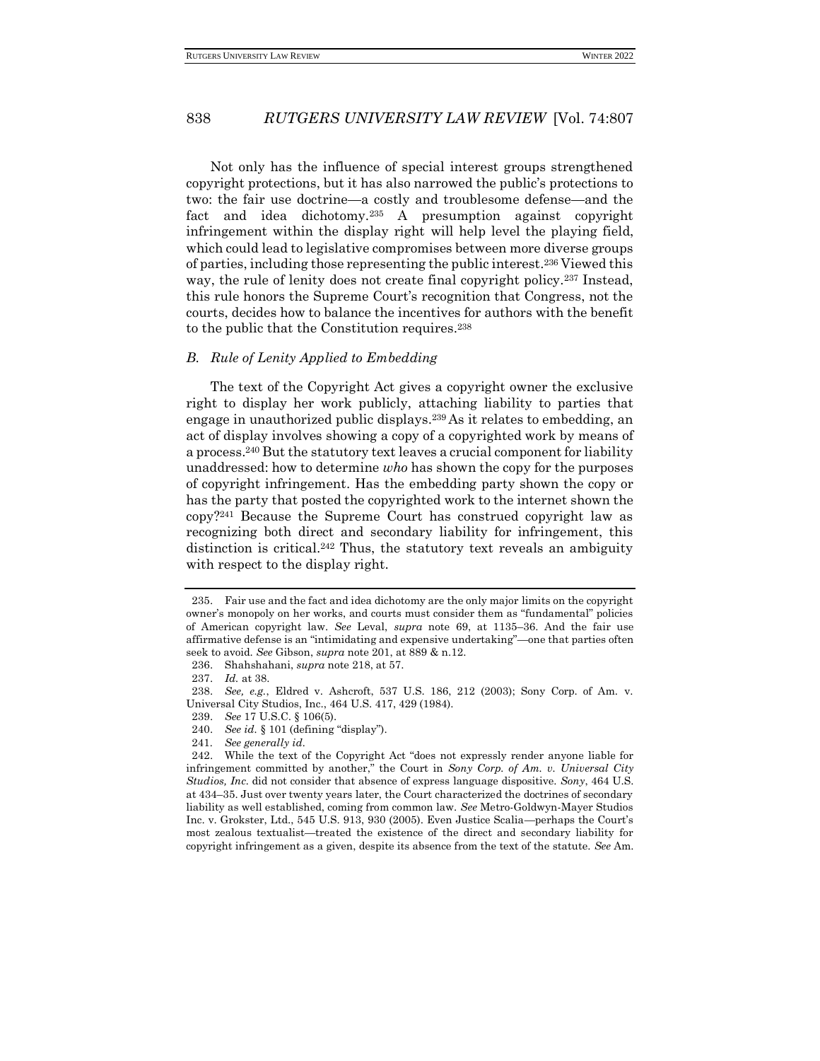Not only has the influence of special interest groups strengthened copyright protections, but it has also narrowed the public's protections to two: the fair use doctrine—a costly and troublesome defense—and the fact and idea dichotomy.[235] A presumption against copyright infringement within the display right will help level the playing field, which could lead to legislative compromises between more diverse groups of parties, including those representing the public interest.[236] Viewed this way, the rule of lenity does not create final copyright policy.[237] Instead, this rule honors the Supreme Court's recognition that Congress, not the courts, decides how to balance the incentives for authors with the benefit to the public that the Constitution requires.[238]

### *B. Rule of Lenity Applied to Embedding*

The text of the Copyright Act gives a copyright owner the exclusive right to display her work publicly, attaching liability to parties that engage in unauthorized public displays.[239] As it relates to embedding, an act of display involves showing a copy of a copyrighted work by means of a process.[240] But the statutory text leaves a crucial component for liability unaddressed: how to determine *who* has shown the copy for the purposes of copyright infringement. Has the embedding party shown the copy or has the party that posted the copyrighted work to the internet shown the copy?[241] Because the Supreme Court has construed copyright law as recognizing both direct and secondary liability for infringement, this distinction is critical.[242] Thus, the statutory text reveals an ambiguity with respect to the display right.

---

235. Fair use and the fact and idea dichotomy are the only major limits on the copyright owner's monopoly on her works, and courts must consider them as "fundamental" policies of American copyright law. *See* Leval, *supra* note 69, at 1135–36. And the fair use affirmative defense is an "intimidating and expensive undertaking"—one that parties often seek to avoid. *See* Gibson, *supra* note 201, at 889 & n.12.

236. Shahshahani, *supra* note 218, at 57.

237. *Id.* at 38.

238. *See, e.g.*, Eldred v. Ashcroft, 537 U.S. 186, 212 (2003); Sony Corp. of Am. v. Universal City Studios, Inc., 464 U.S. 417, 429 (1984).

239. *See* 17 U.S.C. § 106(5).

240. *See id.* § 101 (defining "display").

241. *See generally id.*

242. While the text of the Copyright Act "does not expressly render anyone liable for infringement committed by another," the Court in *Sony Corp. of Am. v. Universal City Studios, Inc.* did not consider that absence of express language dispositive. *Sony*, 464 U.S. at 434–35. Just over twenty years later, the Court characterized the doctrines of secondary liability as well established, coming from common law. *See* Metro-Goldwyn-Mayer Studios Inc. v. Grokster, Ltd., 545 U.S. 913, 930 (2005). Even Justice Scalia—perhaps the Court's most zealous textualist—treated the existence of the direct and secondary liability for copyright infringement as a given, despite its absence from the text of the statute. *See* Am.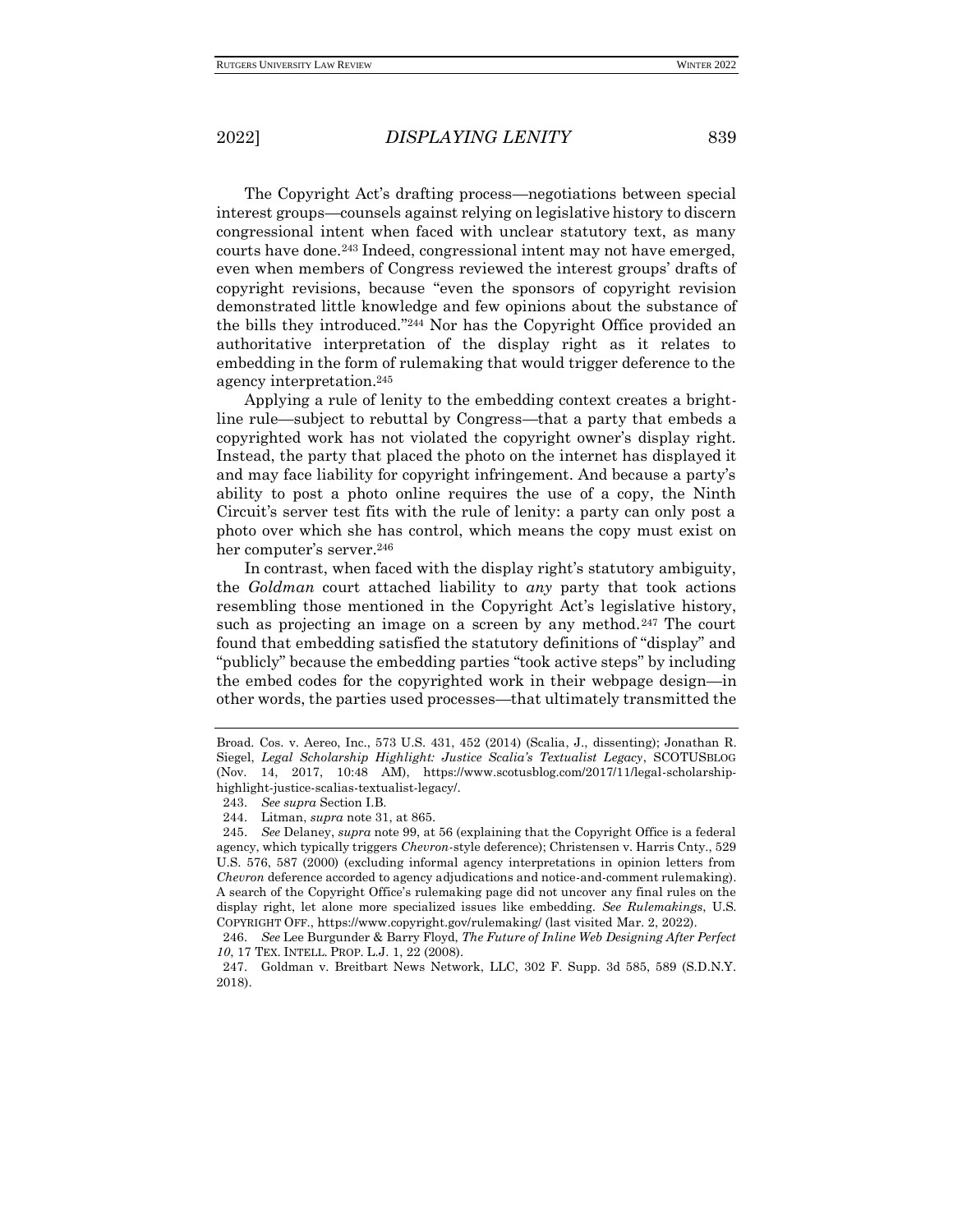The Copyright Act's drafting process—negotiations between special interest groups—counsels against relying on legislative history to discern congressional intent when faced with unclear statutory text, as many courts have done.[243] Indeed, congressional intent may not have emerged, even when members of Congress reviewed the interest groups' drafts of copyright revisions, because "even the sponsors of copyright revision demonstrated little knowledge and few opinions about the substance of the bills they introduced."[244] Nor has the Copyright Office provided an authoritative interpretation of the display right as it relates to embedding in the form of rulemaking that would trigger deference to the agency interpretation.[245]

Applying a rule of lenity to the embedding context creates a bright-line rule—subject to rebuttal by Congress—that a party that embeds a copyrighted work has not violated the copyright owner's display right. Instead, the party that placed the photo on the internet has displayed it and may face liability for copyright infringement. And because a party's ability to post a photo online requires the use of a copy, the Ninth Circuit's server test fits with the rule of lenity: a party can only post a photo over which she has control, which means the copy must exist on her computer's server.[246]

In contrast, when faced with the display right's statutory ambiguity, the *Goldman* court attached liability to *any* party that took actions resembling those mentioned in the Copyright Act's legislative history, such as projecting an image on a screen by any method.[247] The court found that embedding satisfied the statutory definitions of "display" and "publicly" because the embedding parties "took active steps" by including the embed codes for the copyrighted work in their webpage design—in other words, the parties used processes—that ultimately transmitted the

---

Broad. Cos. v. Aereo, Inc., 573 U.S. 431, 452 (2014) (Scalia, J., dissenting); Jonathan R. Siegel, *Legal Scholarship Highlight: Justice Scalia's Textualist Legacy*, SCOTUSBLOG (Nov. 14, 2017, 10:48 AM), https://www.scotusblog.com/2017/11/legal-scholarship-highlight-justice-scalias-textualist-legacy/.

243. *See supra* Section I.B.

244. Litman, *supra* note 31, at 865.

245. *See* Delaney, *supra* note 99, at 56 (explaining that the Copyright Office is a federal agency, which typically triggers *Chevron*-style deference); Christensen v. Harris Cnty., 529 U.S. 576, 587 (2000) (excluding informal agency interpretations in opinion letters from *Chevron* deference accorded to agency adjudications and notice-and-comment rulemaking). A search of the Copyright Office's rulemaking page did not uncover any final rules on the display right, let alone more specialized issues like embedding. *See Rulemakings*, U.S. COPYRIGHT OFF., https://www.copyright.gov/rulemaking/ (last visited Mar. 2, 2022).

246. *See* Lee Burgunder & Barry Floyd, *The Future of Inline Web Designing After Perfect 10*, 17 TEX. INTELL. PROP. L.J. 1, 22 (2008).

247. Goldman v. Breitbart News Network, LLC, 302 F. Supp. 3d 585, 589 (S.D.N.Y. 2018).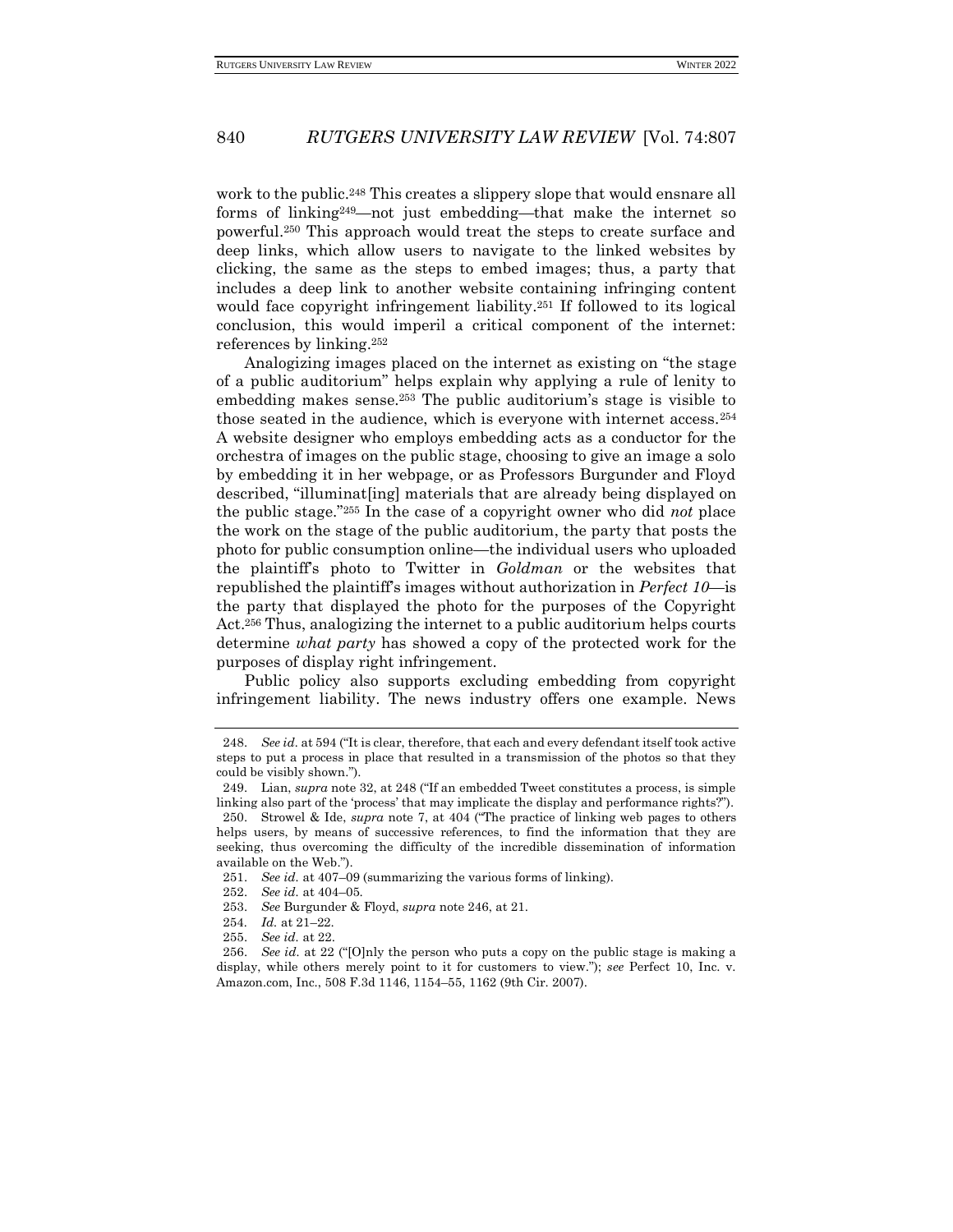work to the public.[248] This creates a slippery slope that would ensnare all forms of linking[249]—not just embedding—that make the internet so powerful.[250] This approach would treat the steps to create surface and deep links, which allow users to navigate to the linked websites by clicking, the same as the steps to embed images; thus, a party that includes a deep link to another website containing infringing content would face copyright infringement liability.[251] If followed to its logical conclusion, this would imperil a critical component of the internet: references by linking.[252]

Analogizing images placed on the internet as existing on "the stage of a public auditorium" helps explain why applying a rule of lenity to embedding makes sense.[253] The public auditorium's stage is visible to those seated in the audience, which is everyone with internet access.[254] A website designer who employs embedding acts as a conductor for the orchestra of images on the public stage, choosing to give an image a solo by embedding it in her webpage, or as Professors Burgunder and Floyd described, "illuminat[ing] materials that are already being displayed on the public stage."[255] In the case of a copyright owner who did *not* place the work on the stage of the public auditorium, the party that posts the photo for public consumption online—the individual users who uploaded the plaintiff's photo to Twitter in *Goldman* or the websites that republished the plaintiff's images without authorization in *Perfect 10*—is the party that displayed the photo for the purposes of the Copyright Act.[256] Thus, analogizing the internet to a public auditorium helps courts determine *what party* has showed a copy of the protected work for the purposes of display right infringement.

Public policy also supports excluding embedding from copyright infringement liability. The news industry offers one example. News

---

248. *See id.* at 594 ("It is clear, therefore, that each and every defendant itself took active steps to put a process in place that resulted in a transmission of the photos so that they could be visibly shown.").

249. Lian, *supra* note 32, at 248 ("If an embedded Tweet constitutes a process, is simple linking also part of the 'process' that may implicate the display and performance rights?").

250. Strowel & Ide, *supra* note 7, at 404 ("The practice of linking web pages to others helps users, by means of successive references, to find the information that they are seeking, thus overcoming the difficulty of the incredible dissemination of information available on the Web.").

251. *See id.* at 407–09 (summarizing the various forms of linking).

252. *See id.* at 404–05.

253. *See* Burgunder & Floyd, *supra* note 246, at 21.

254. *Id.* at 21–22.

255. *See id.* at 22.

256. *See id.* at 22 ("[O]nly the person who puts a copy on the public stage is making a display, while others merely point to it for customers to view."); *see* Perfect 10, Inc. v. Amazon.com, Inc., 508 F.3d 1146, 1154–55, 1162 (9th Cir. 2007).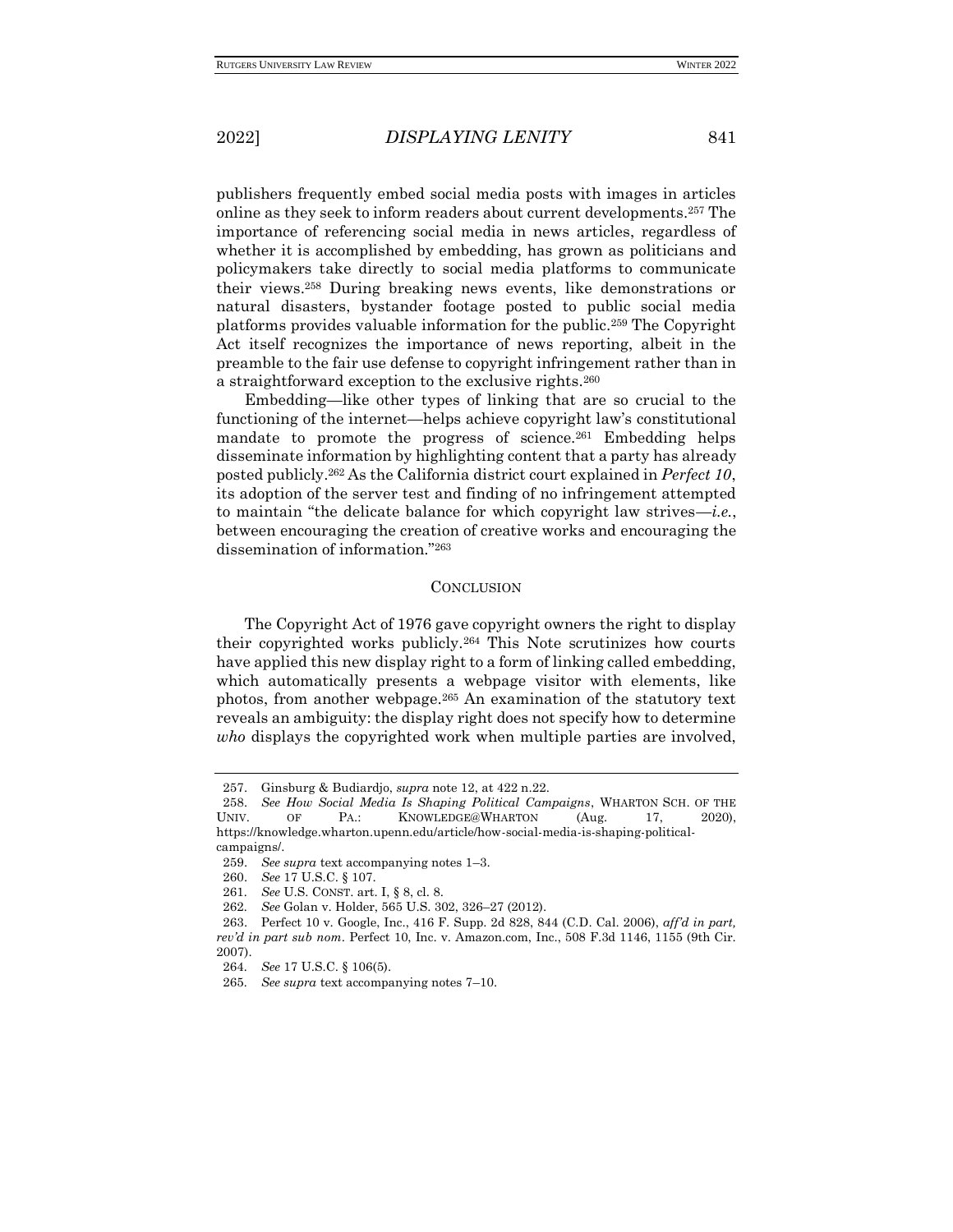publishers frequently embed social media posts with images in articles online as they seek to inform readers about current developments.[257] The importance of referencing social media in news articles, regardless of whether it is accomplished by embedding, has grown as politicians and policymakers take directly to social media platforms to communicate their views.[258] During breaking news events, like demonstrations or natural disasters, bystander footage posted to public social media platforms provides valuable information for the public.[259] The Copyright Act itself recognizes the importance of news reporting, albeit in the preamble to the fair use defense to copyright infringement rather than in a straightforward exception to the exclusive rights.[260]

Embedding—like other types of linking that are so crucial to the functioning of the internet—helps achieve copyright law's constitutional mandate to promote the progress of science.[261] Embedding helps disseminate information by highlighting content that a party has already posted publicly.[262] As the California district court explained in *Perfect 10*, its adoption of the server test and finding of no infringement attempted to maintain "the delicate balance for which copyright law strives—*i.e.*, between encouraging the creation of creative works and encouraging the dissemination of information."[263]

## CONCLUSION

The Copyright Act of 1976 gave copyright owners the right to display their copyrighted works publicly.[264] This Note scrutinizes how courts have applied this new display right to a form of linking called embedding, which automatically presents a webpage visitor with elements, like photos, from another webpage.[265] An examination of the statutory text reveals an ambiguity: the display right does not specify how to determine *who* displays the copyrighted work when multiple parties are involved,

---

257. Ginsburg & Budiardjo, *supra* note 12, at 422 n.22.

258. *See How Social Media Is Shaping Political Campaigns*, WHARTON SCH. OF THE UNIV. OF PA.: KNOWLEDGE@WHARTON (Aug. 17, 2020), https://knowledge.wharton.upenn.edu/article/how-social-media-is-shaping-political-campaigns/.

259. *See supra* text accompanying notes 1–3.

260. *See* 17 U.S.C. § 107.

261. *See* U.S. CONST. art. I, § 8, cl. 8.

262. *See* Golan v. Holder, 565 U.S. 302, 326–27 (2012).

263. Perfect 10 v. Google, Inc., 416 F. Supp. 2d 828, 844 (C.D. Cal. 2006), *aff'd in part, rev'd in part sub nom*. Perfect 10, Inc. v. Amazon.com, Inc., 508 F.3d 1146, 1155 (9th Cir. 2007).

264. *See* 17 U.S.C. § 106(5).

265. *See supra* text accompanying notes 7–10.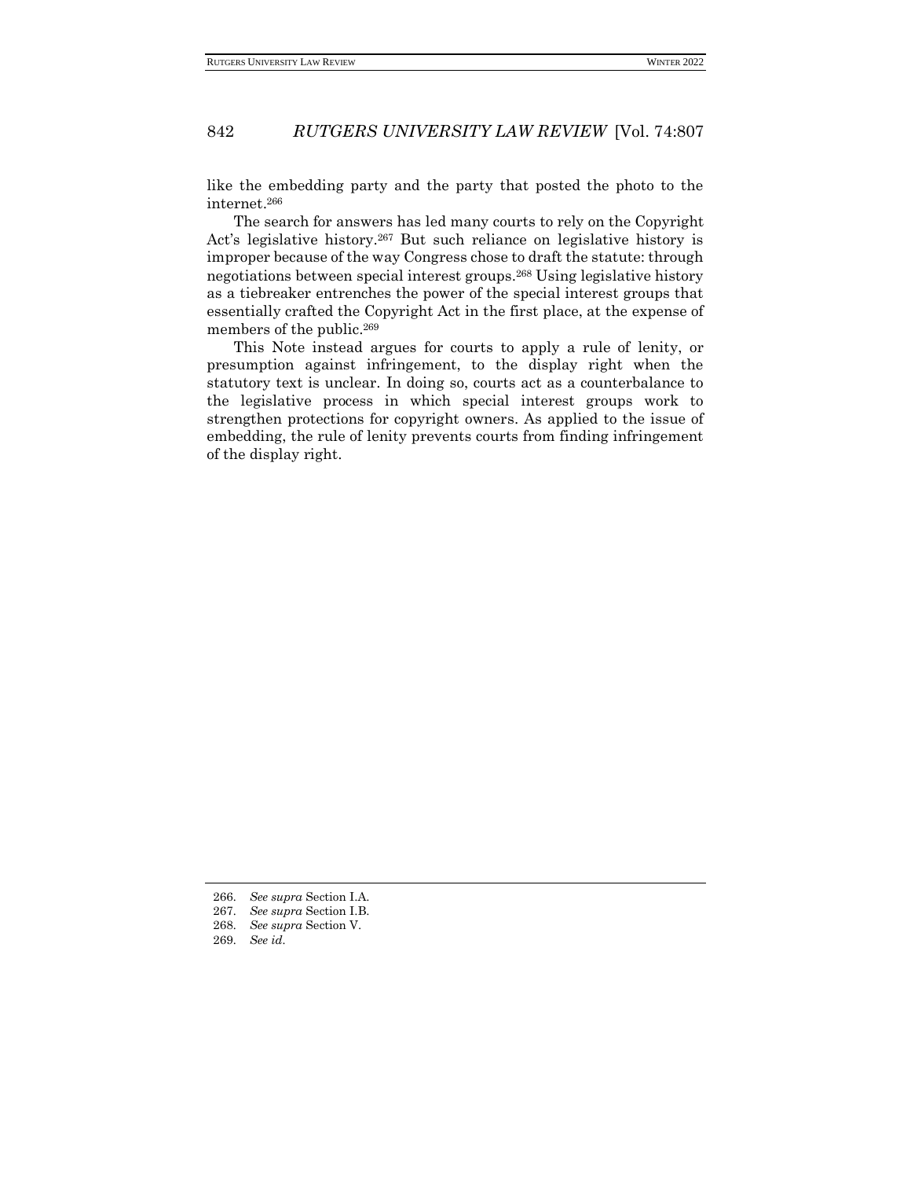like the embedding party and the party that posted the photo to the internet.[266]

The search for answers has led many courts to rely on the Copyright Act's legislative history.[267] But such reliance on legislative history is improper because of the way Congress chose to draft the statute: through negotiations between special interest groups.[268] Using legislative history as a tiebreaker entrenches the power of the special interest groups that essentially crafted the Copyright Act in the first place, at the expense of members of the public.[269]

This Note instead argues for courts to apply a rule of lenity, or presumption against infringement, to the display right when the statutory text is unclear. In doing so, courts act as a counterbalance to the legislative process in which special interest groups work to strengthen protections for copyright owners. As applied to the issue of embedding, the rule of lenity prevents courts from finding infringement of the display right.

---

266. *See supra* Section I.A.
267. *See supra* Section I.B.
268. *See supra* Section V.
269. *See id.*